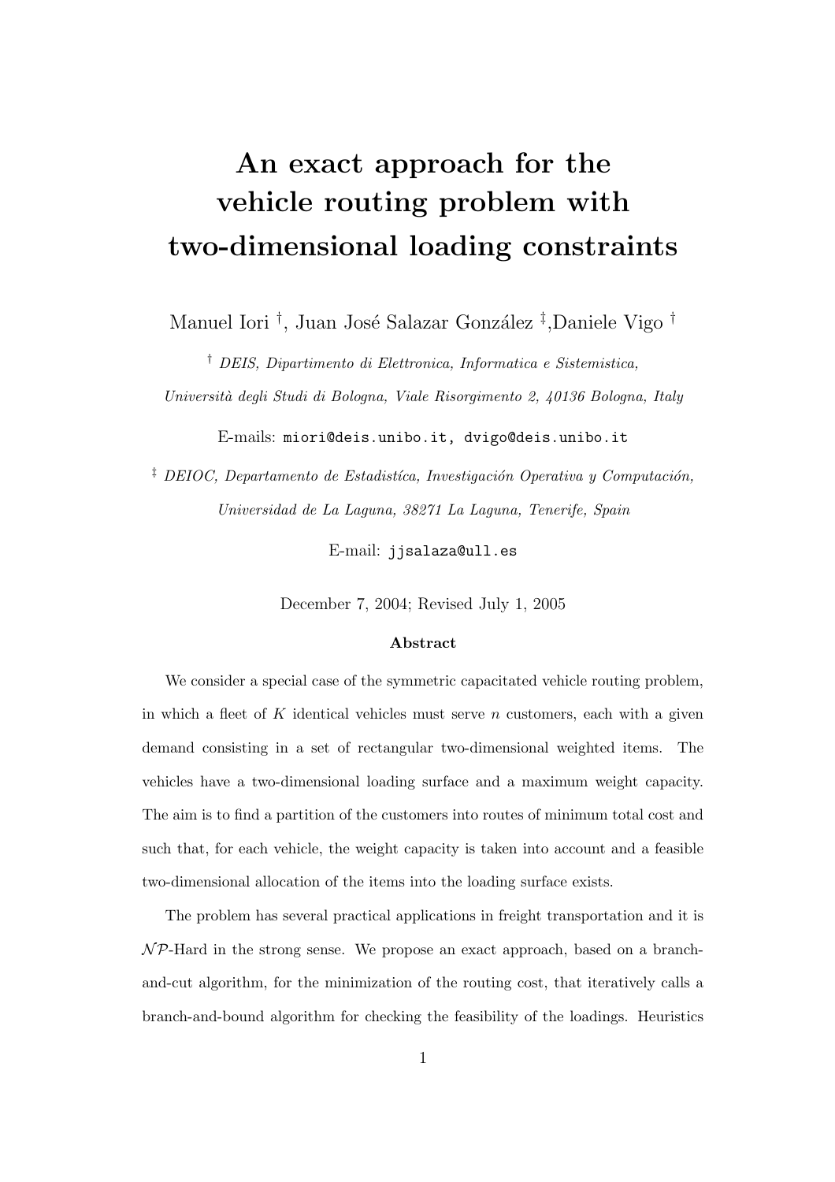# An exact approach for the vehicle routing problem with two-dimensional loading constraints

Manuel Iori [†], Juan José Salazar González [‡], Daniele Vigo [†]

[†] *DEIS, Dipartimento di Elettronica, Informatica e Sistemistica, Università degli Studi di Bologna, Viale Risorgimento 2, 40136 Bologna, Italy*

E-mails: `miori@deis.unibo.it, dvigo@deis.unibo.it`

[‡] *DEIOC, Departamento de Estadística, Investigación Operativa y Computación, Universidad de La Laguna, 38271 La Laguna, Tenerife, Spain*

E-mail: `jjsalaza@ull.es`

December 7, 2004; Revised July 1, 2005

**Abstract**

We consider a special case of the symmetric capacitated vehicle routing problem, in which a fleet of $K$ identical vehicles must serve $n$ customers, each with a given demand consisting in a set of rectangular two-dimensional weighted items. The vehicles have a two-dimensional loading surface and a maximum weight capacity. The aim is to find a partition of the customers into routes of minimum total cost and such that, for each vehicle, the weight capacity is taken into account and a feasible two-dimensional allocation of the items into the loading surface exists.

The problem has several practical applications in freight transportation and it is $\mathcal{NP}$-Hard in the strong sense. We propose an exact approach, based on a branch-and-cut algorithm, for the minimization of the routing cost, that iteratively calls a branch-and-bound algorithm for checking the feasibility of the loadings. Heuristics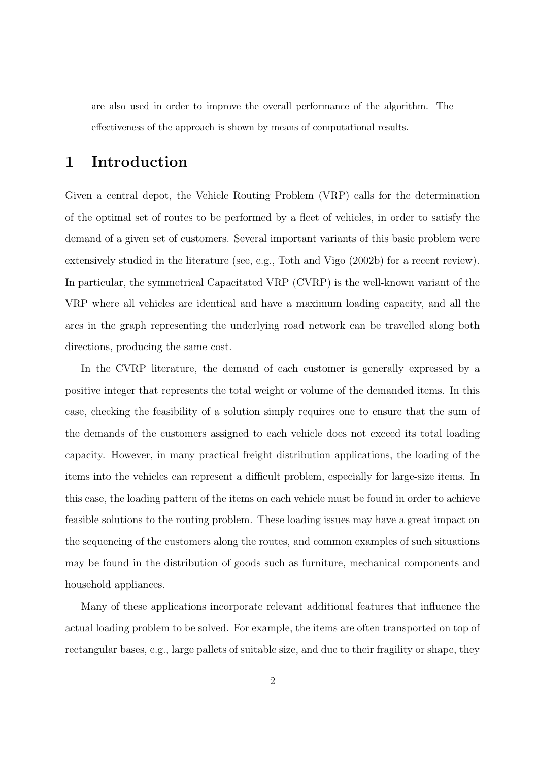are also used in order to improve the overall performance of the algorithm. The effectiveness of the approach is shown by means of computational results.

# 1 Introduction

Given a central depot, the Vehicle Routing Problem (VRP) calls for the determination of the optimal set of routes to be performed by a fleet of vehicles, in order to satisfy the demand of a given set of customers. Several important variants of this basic problem were extensively studied in the literature (see, e.g., Toth and Vigo (2002b) for a recent review). In particular, the symmetrical Capacitated VRP (CVRP) is the well-known variant of the VRP where all vehicles are identical and have a maximum loading capacity, and all the arcs in the graph representing the underlying road network can be travelled along both directions, producing the same cost.

In the CVRP literature, the demand of each customer is generally expressed by a positive integer that represents the total weight or volume of the demanded items. In this case, checking the feasibility of a solution simply requires one to ensure that the sum of the demands of the customers assigned to each vehicle does not exceed its total loading capacity. However, in many practical freight distribution applications, the loading of the items into the vehicles can represent a difficult problem, especially for large-size items. In this case, the loading pattern of the items on each vehicle must be found in order to achieve feasible solutions to the routing problem. These loading issues may have a great impact on the sequencing of the customers along the routes, and common examples of such situations may be found in the distribution of goods such as furniture, mechanical components and household appliances.

Many of these applications incorporate relevant additional features that influence the actual loading problem to be solved. For example, the items are often transported on top of rectangular bases, e.g., large pallets of suitable size, and due to their fragility or shape, they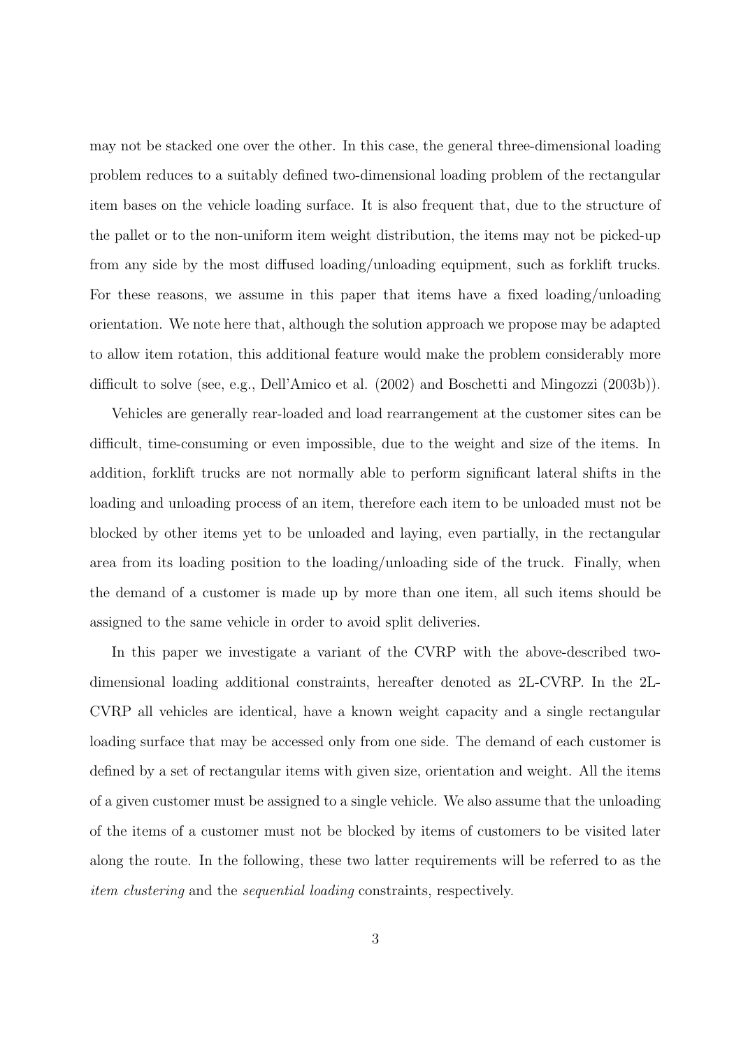may not be stacked one over the other. In this case, the general three-dimensional loading problem reduces to a suitably defined two-dimensional loading problem of the rectangular item bases on the vehicle loading surface. It is also frequent that, due to the structure of the pallet or to the non-uniform item weight distribution, the items may not be picked-up from any side by the most diffused loading/unloading equipment, such as forklift trucks. For these reasons, we assume in this paper that items have a fixed loading/unloading orientation. We note here that, although the solution approach we propose may be adapted to allow item rotation, this additional feature would make the problem considerably more difficult to solve (see, e.g., Dell'Amico et al. (2002) and Boschetti and Mingozzi (2003b)).

Vehicles are generally rear-loaded and load rearrangement at the customer sites can be difficult, time-consuming or even impossible, due to the weight and size of the items. In addition, forklift trucks are not normally able to perform significant lateral shifts in the loading and unloading process of an item, therefore each item to be unloaded must not be blocked by other items yet to be unloaded and laying, even partially, in the rectangular area from its loading position to the loading/unloading side of the truck. Finally, when the demand of a customer is made up by more than one item, all such items should be assigned to the same vehicle in order to avoid split deliveries.

In this paper we investigate a variant of the CVRP with the above-described two-dimensional loading additional constraints, hereafter denoted as 2L-CVRP. In the 2L-CVRP all vehicles are identical, have a known weight capacity and a single rectangular loading surface that may be accessed only from one side. The demand of each customer is defined by a set of rectangular items with given size, orientation and weight. All the items of a given customer must be assigned to a single vehicle. We also assume that the unloading of the items of a customer must not be blocked by items of customers to be visited later along the route. In the following, these two latter requirements will be referred to as the *item clustering* and the *sequential loading* constraints, respectively.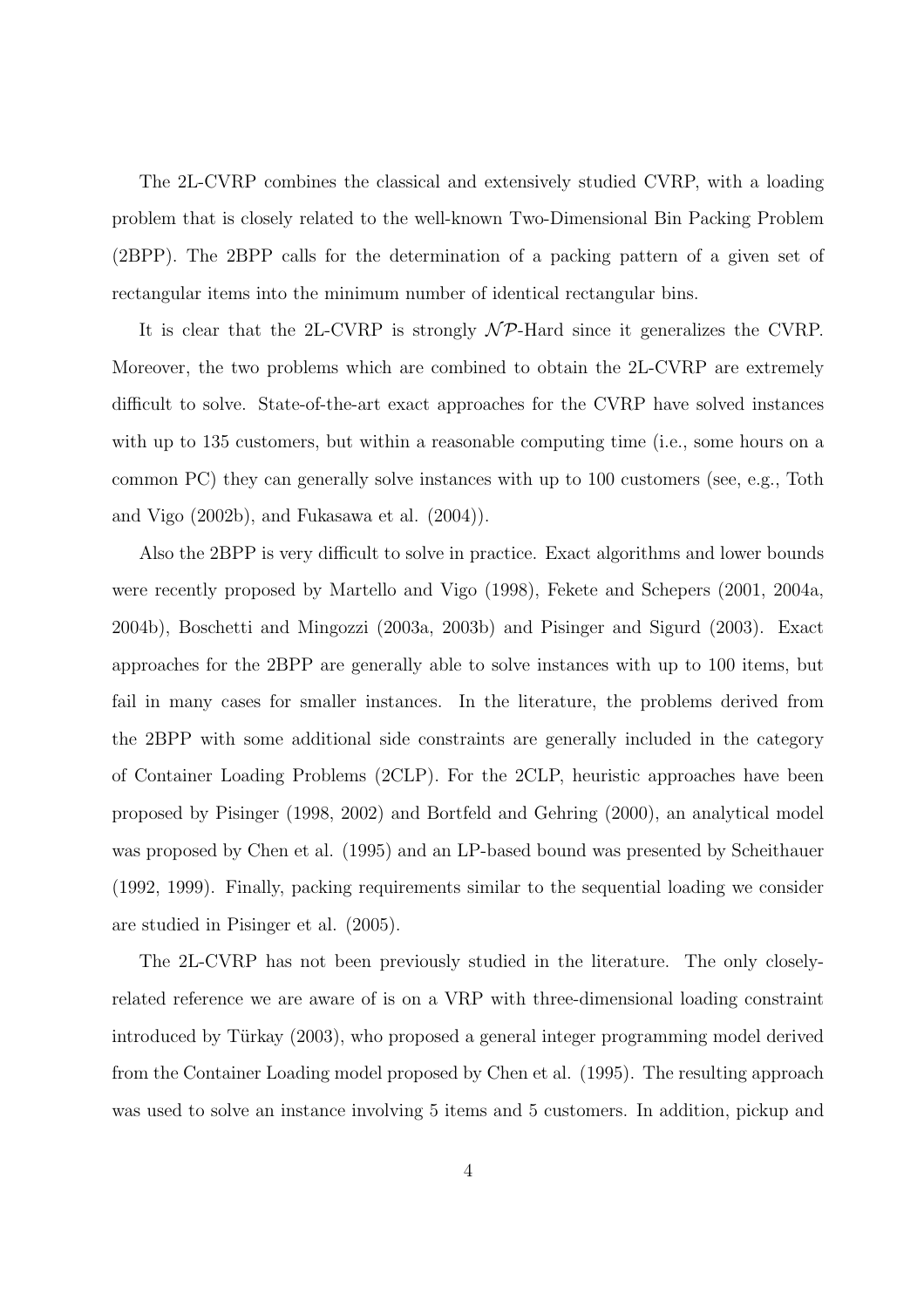The 2L-CVRP combines the classical and extensively studied CVRP, with a loading problem that is closely related to the well-known Two-Dimensional Bin Packing Problem (2BPP). The 2BPP calls for the determination of a packing pattern of a given set of rectangular items into the minimum number of identical rectangular bins.

It is clear that the 2L-CVRP is strongly $\mathcal{NP}$-Hard since it generalizes the CVRP. Moreover, the two problems which are combined to obtain the 2L-CVRP are extremely difficult to solve. State-of-the-art exact approaches for the CVRP have solved instances with up to 135 customers, but within a reasonable computing time (i.e., some hours on a common PC) they can generally solve instances with up to 100 customers (see, e.g., Toth and Vigo (2002b), and Fukasawa et al. (2004)).

Also the 2BPP is very difficult to solve in practice. Exact algorithms and lower bounds were recently proposed by Martello and Vigo (1998), Fekete and Schepers (2001, 2004a, 2004b), Boschetti and Mingozzi (2003a, 2003b) and Pisinger and Sigurd (2003). Exact approaches for the 2BPP are generally able to solve instances with up to 100 items, but fail in many cases for smaller instances. In the literature, the problems derived from the 2BPP with some additional side constraints are generally included in the category of Container Loading Problems (2CLP). For the 2CLP, heuristic approaches have been proposed by Pisinger (1998, 2002) and Bortfeld and Gehring (2000), an analytical model was proposed by Chen et al. (1995) and an LP-based bound was presented by Scheithauer (1992, 1999). Finally, packing requirements similar to the sequential loading we consider are studied in Pisinger et al. (2005).

The 2L-CVRP has not been previously studied in the literature. The only closely-related reference we are aware of is on a VRP with three-dimensional loading constraint introduced by Türkay (2003), who proposed a general integer programming model derived from the Container Loading model proposed by Chen et al. (1995). The resulting approach was used to solve an instance involving 5 items and 5 customers. In addition, pickup and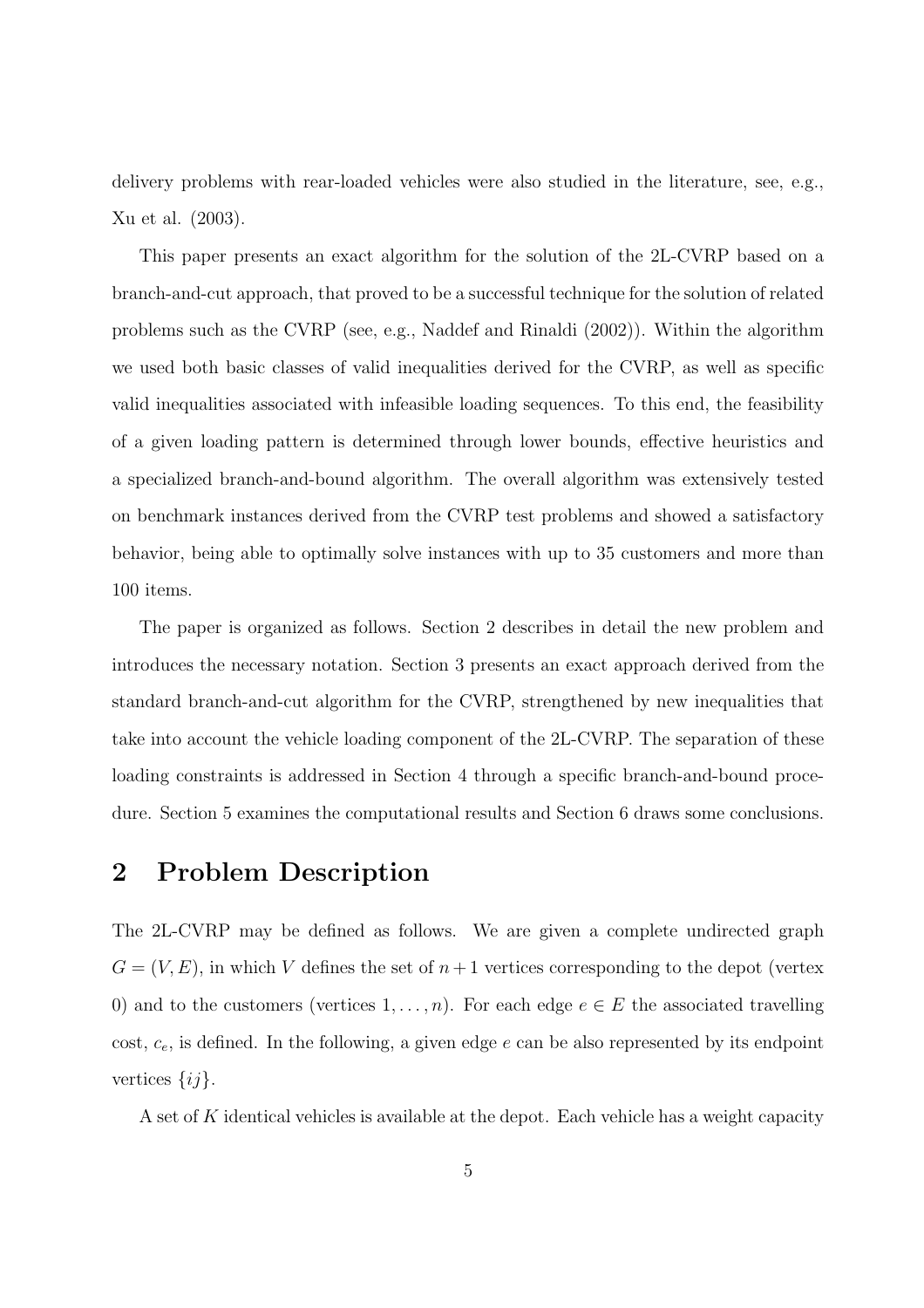delivery problems with rear-loaded vehicles were also studied in the literature, see, e.g., Xu et al. (2003).

This paper presents an exact algorithm for the solution of the 2L-CVRP based on a branch-and-cut approach, that proved to be a successful technique for the solution of related problems such as the CVRP (see, e.g., Naddef and Rinaldi (2002)). Within the algorithm we used both basic classes of valid inequalities derived for the CVRP, as well as specific valid inequalities associated with infeasible loading sequences. To this end, the feasibility of a given loading pattern is determined through lower bounds, effective heuristics and a specialized branch-and-bound algorithm. The overall algorithm was extensively tested on benchmark instances derived from the CVRP test problems and showed a satisfactory behavior, being able to optimally solve instances with up to 35 customers and more than 100 items.

The paper is organized as follows. Section 2 describes in detail the new problem and introduces the necessary notation. Section 3 presents an exact approach derived from the standard branch-and-cut algorithm for the CVRP, strengthened by new inequalities that take into account the vehicle loading component of the 2L-CVRP. The separation of these loading constraints is addressed in Section 4 through a specific branch-and-bound procedure. Section 5 examines the computational results and Section 6 draws some conclusions.

## 2 Problem Description

The 2L-CVRP may be defined as follows. We are given a complete undirected graph $G = (V, E)$, in which $V$ defines the set of $n + 1$ vertices corresponding to the depot (vertex 0) and to the customers (vertices $1, \ldots, n$). For each edge $e \in E$ the associated travelling cost, $c_e$, is defined. In the following, a given edge $e$ can be also represented by its endpoint vertices $\{ij\}$.

A set of $K$ identical vehicles is available at the depot. Each vehicle has a weight capacity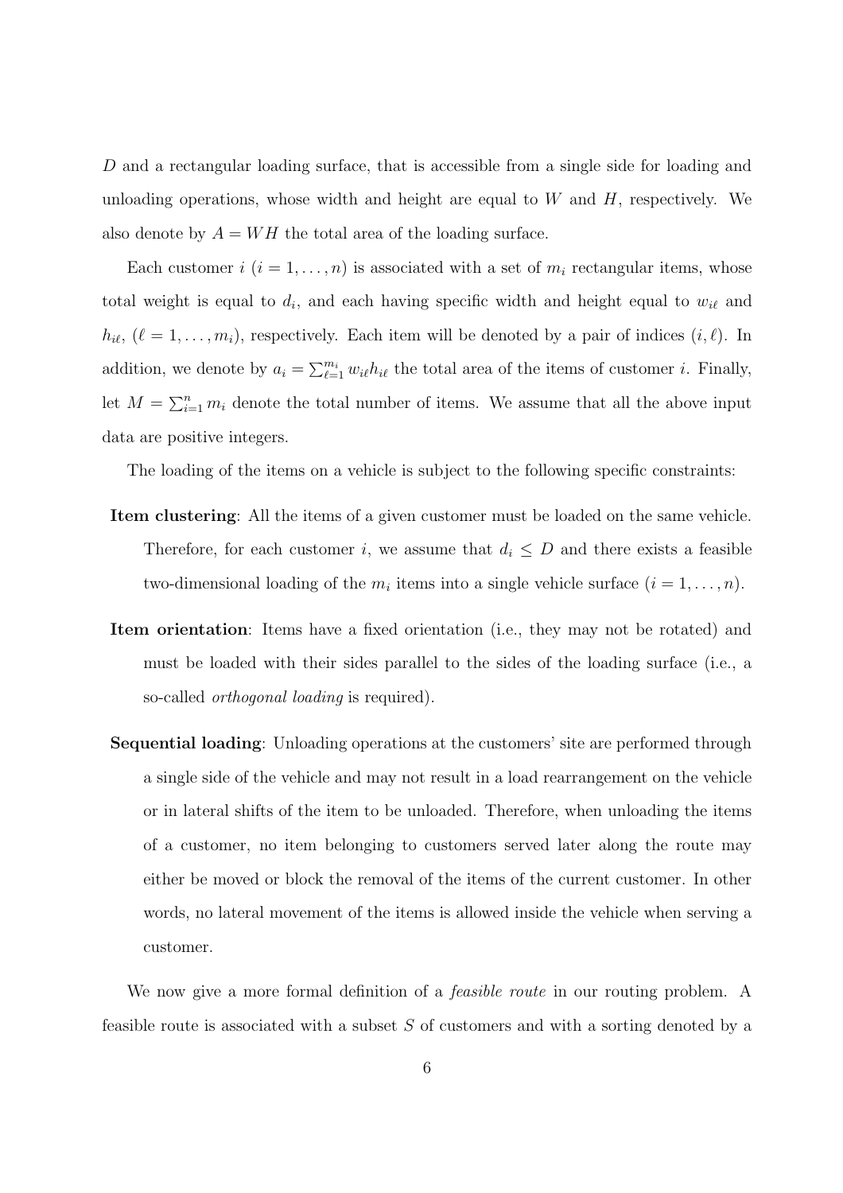$D$ and a rectangular loading surface, that is accessible from a single side for loading and unloading operations, whose width and height are equal to $W$ and $H$, respectively. We also denote by $A = WH$ the total area of the loading surface.

Each customer $i$ $(i = 1, \ldots, n)$ is associated with a set of $m_i$ rectangular items, whose total weight is equal to $d_i$, and each having specific width and height equal to $w_{i\ell}$ and $h_{i\ell}$, $(\ell = 1, \ldots, m_i)$, respectively. Each item will be denoted by a pair of indices $(i, \ell)$. In addition, we denote by $a_i = \sum_{\ell=1}^{m_i} w_{i\ell} h_{i\ell}$ the total area of the items of customer $i$. Finally, let $M = \sum_{i=1}^{n} m_i$ denote the total number of items. We assume that all the above input data are positive integers.

The loading of the items on a vehicle is subject to the following specific constraints:

**Item clustering**: All the items of a given customer must be loaded on the same vehicle. Therefore, for each customer $i$, we assume that $d_i \leq D$ and there exists a feasible two-dimensional loading of the $m_i$ items into a single vehicle surface $(i = 1, \ldots, n)$.

**Item orientation**: Items have a fixed orientation (i.e., they may not be rotated) and must be loaded with their sides parallel to the sides of the loading surface (i.e., a so-called *orthogonal loading* is required).

**Sequential loading**: Unloading operations at the customers' site are performed through a single side of the vehicle and may not result in a load rearrangement on the vehicle or in lateral shifts of the item to be unloaded. Therefore, when unloading the items of a customer, no item belonging to customers served later along the route may either be moved or block the removal of the items of the current customer. In other words, no lateral movement of the items is allowed inside the vehicle when serving a customer.

We now give a more formal definition of a *feasible route* in our routing problem. A feasible route is associated with a subset $S$ of customers and with a sorting denoted by a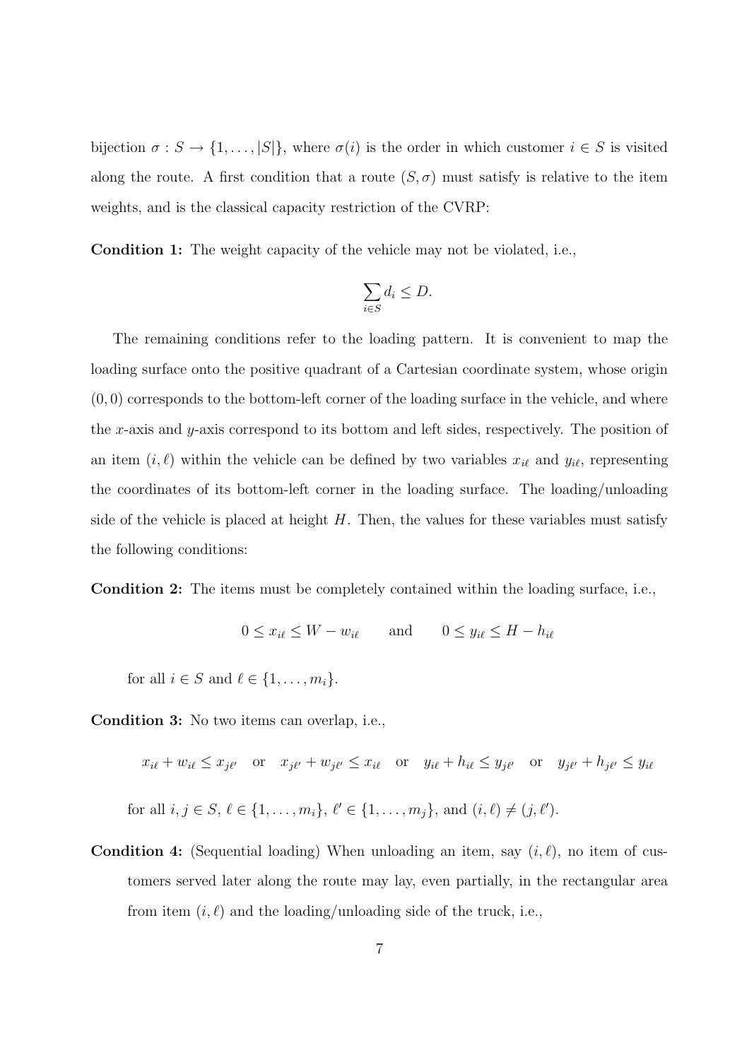bijection $\sigma : S \to \{1, \ldots, |S|\}$, where $\sigma(i)$ is the order in which customer $i \in S$ is visited along the route. A first condition that a route $(S, \sigma)$ must satisfy is relative to the item weights, and is the classical capacity restriction of the CVRP:

**Condition 1:** The weight capacity of the vehicle may not be violated, i.e.,

$$\sum_{i \in S} d_i \leq D.$$

The remaining conditions refer to the loading pattern. It is convenient to map the loading surface onto the positive quadrant of a Cartesian coordinate system, whose origin $(0, 0)$ corresponds to the bottom-left corner of the loading surface in the vehicle, and where the $x$-axis and $y$-axis correspond to its bottom and left sides, respectively. The position of an item $(i, \ell)$ within the vehicle can be defined by two variables $x_{i\ell}$ and $y_{i\ell}$, representing the coordinates of its bottom-left corner in the loading surface. The loading/unloading side of the vehicle is placed at height $H$. Then, the values for these variables must satisfy the following conditions:

**Condition 2:** The items must be completely contained within the loading surface, i.e.,

$$0 \leq x_{i\ell} \leq W - w_{i\ell} \qquad \text{and} \qquad 0 \leq y_{i\ell} \leq H - h_{i\ell}$$

for all $i \in S$ and $\ell \in \{1, \ldots, m_i\}$.

**Condition 3:** No two items can overlap, i.e.,

$$x_{i\ell} + w_{i\ell} \leq x_{j\ell'} \quad \text{or} \quad x_{j\ell'} + w_{j\ell'} \leq x_{i\ell} \quad \text{or} \quad y_{i\ell} + h_{i\ell} \leq y_{j\ell'} \quad \text{or} \quad y_{j\ell'} + h_{j\ell'} \leq y_{i\ell}$$

for all $i, j \in S$, $\ell \in \{1, \ldots, m_i\}$, $\ell' \in \{1, \ldots, m_j\}$, and $(i, \ell) \neq (j, \ell')$.

**Condition 4:** (Sequential loading) When unloading an item, say $(i, \ell)$, no item of customers served later along the route may lay, even partially, in the rectangular area from item $(i, \ell)$ and the loading/unloading side of the truck, i.e.,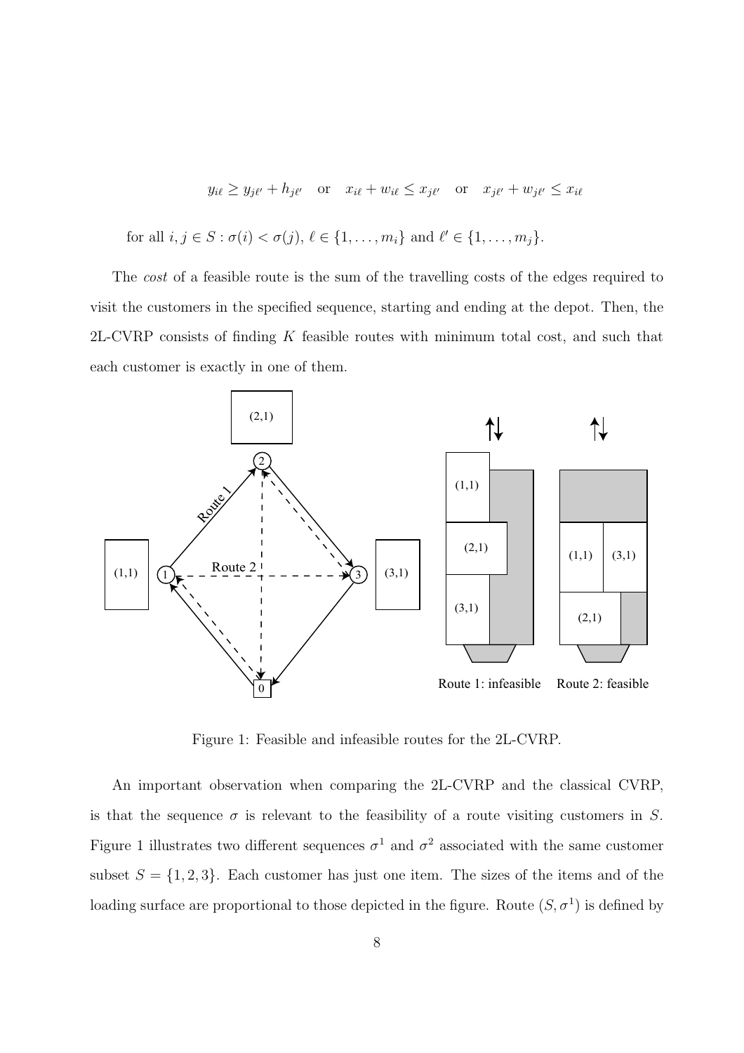$$y_{i\ell} \geq y_{j\ell'} + h_{j\ell'} \quad \text{or} \quad x_{i\ell} + w_{i\ell} \leq x_{j\ell'} \quad \text{or} \quad x_{j\ell'} + w_{j\ell'} \leq x_{i\ell}$$

for all $i, j \in S : \sigma(i) < \sigma(j)$, $\ell \in \{1, \dots, m_i\}$ and $\ell' \in \{1, \dots, m_j\}$.

The *cost* of a feasible route is the sum of the travelling costs of the edges required to visit the customers in the specified sequence, starting and ending at the depot. Then, the 2L-CVRP consists of finding $K$ feasible routes with minimum total cost, and such that each customer is exactly in one of them.

Figure 1: Feasible and infeasible routes for the 2L-CVRP.

An important observation when comparing the 2L-CVRP and the classical CVRP, is that the sequence $\sigma$ is relevant to the feasibility of a route visiting customers in $S$. Figure 1 illustrates two different sequences $\sigma^1$ and $\sigma^2$ associated with the same customer subset $S = \{1, 2, 3\}$. Each customer has just one item. The sizes of the items and of the loading surface are proportional to those depicted in the figure. Route $(S, \sigma^1)$ is defined by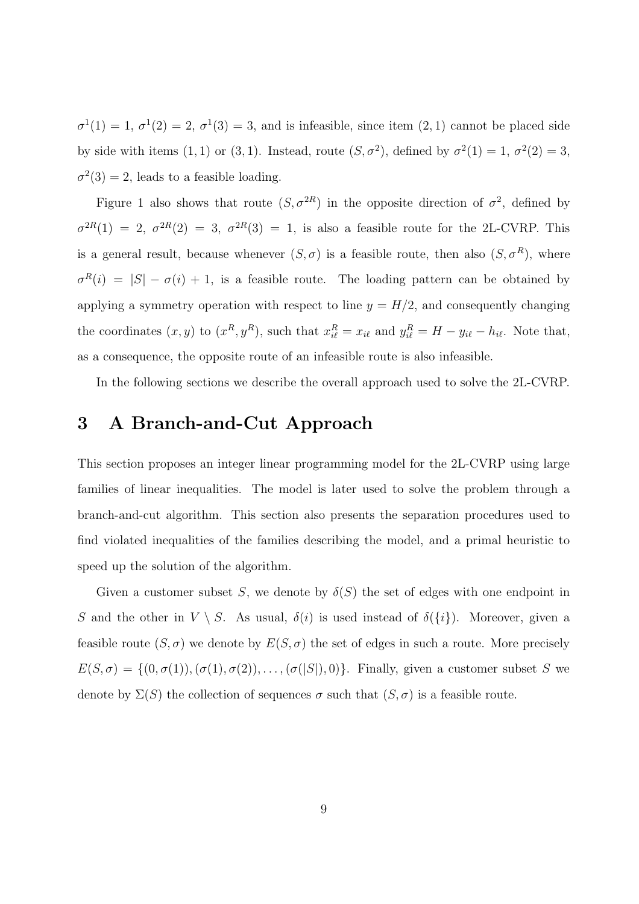$\sigma^1(1) = 1$, $\sigma^1(2) = 2$, $\sigma^1(3) = 3$, and is infeasible, since item $(2, 1)$ cannot be placed side by side with items $(1, 1)$ or $(3, 1)$. Instead, route $(S, \sigma^2)$, defined by $\sigma^2(1) = 1$, $\sigma^2(2) = 3$, $\sigma^2(3) = 2$, leads to a feasible loading.

Figure 1 also shows that route $(S, \sigma^{2R})$ in the opposite direction of $\sigma^2$, defined by $\sigma^{2R}(1) = 2$, $\sigma^{2R}(2) = 3$, $\sigma^{2R}(3) = 1$, is also a feasible route for the 2L-CVRP. This is a general result, because whenever $(S, \sigma)$ is a feasible route, then also $(S, \sigma^R)$, where $\sigma^R(i) = |S| - \sigma(i) + 1$, is a feasible route. The loading pattern can be obtained by applying a symmetry operation with respect to line $y = H/2$, and consequently changing the coordinates $(x, y)$ to $(x^R, y^R)$, such that $x^R_{i\ell} = x_{i\ell}$ and $y^R_{i\ell} = H - y_{i\ell} - h_{i\ell}$. Note that, as a consequence, the opposite route of an infeasible route is also infeasible.

In the following sections we describe the overall approach used to solve the 2L-CVRP.

# 3 A Branch-and-Cut Approach

This section proposes an integer linear programming model for the 2L-CVRP using large families of linear inequalities. The model is later used to solve the problem through a branch-and-cut algorithm. This section also presents the separation procedures used to find violated inequalities of the families describing the model, and a primal heuristic to speed up the solution of the algorithm.

Given a customer subset $S$, we denote by $\delta(S)$ the set of edges with one endpoint in $S$ and the other in $V \setminus S$. As usual, $\delta(i)$ is used instead of $\delta(\{i\})$. Moreover, given a feasible route $(S, \sigma)$ we denote by $E(S, \sigma)$ the set of edges in such a route. More precisely $E(S, \sigma) = \{(0, \sigma(1)), (\sigma(1), \sigma(2)), \ldots, (\sigma(|S|), 0)\}$. Finally, given a customer subset $S$ we denote by $\Sigma(S)$ the collection of sequences $\sigma$ such that $(S, \sigma)$ is a feasible route.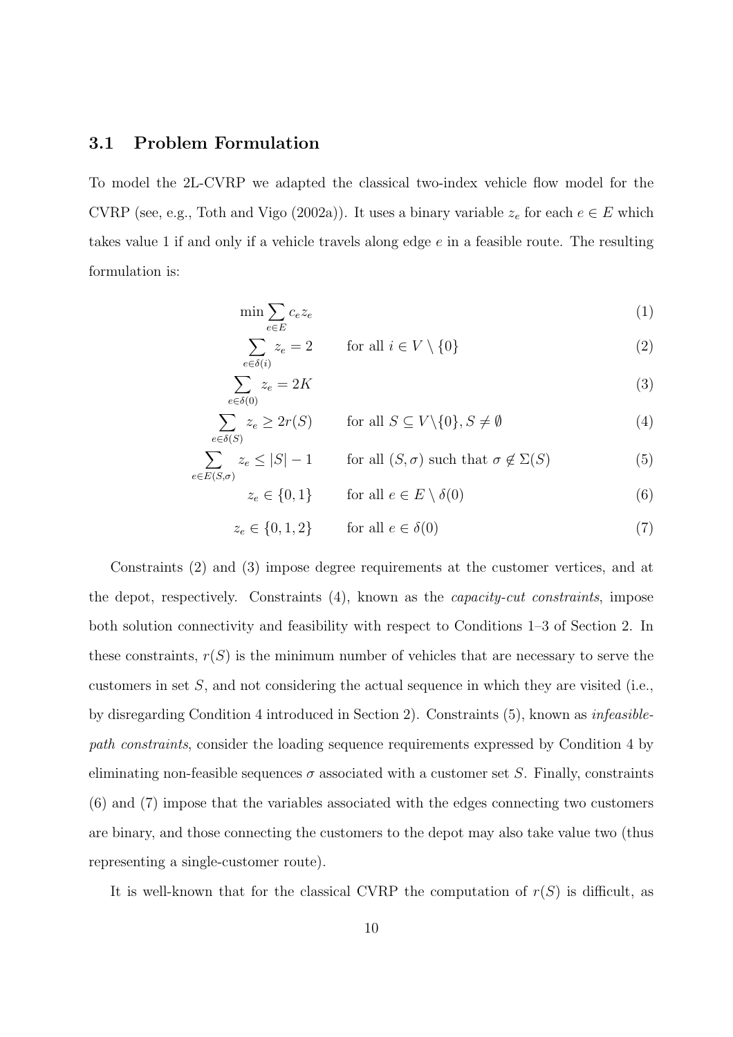### 3.1 Problem Formulation

To model the 2L-CVRP we adapted the classical two-index vehicle flow model for the CVRP (see, e.g., Toth and Vigo (2002a)). It uses a binary variable $z_e$ for each $e \in E$ which takes value 1 if and only if a vehicle travels along edge $e$ in a feasible route. The resulting formulation is:

$$\min \sum_{e \in E} c_e z_e \tag{1}$$

$$\sum_{e \in \delta(i)} z_e = 2 \qquad \text{for all } i \in V \setminus \{0\} \tag{2}$$

$$\sum_{e \in \delta(0)} z_e = 2K \tag{3}$$

$$\sum_{e \in \delta(S)} z_e \geq 2r(S) \qquad \text{for all } S \subseteq V \backslash \{0\}, S \neq \emptyset \tag{4}$$

$$\sum_{e \in E(S,\sigma)} z_e \leq |S| - 1 \qquad \text{for all } (S, \sigma) \text{ such that } \sigma \notin \Sigma(S) \tag{5}$$

$$z_e \in \{0, 1\} \qquad \text{for all } e \in E \setminus \delta(0) \tag{6}$$

$$z_e \in \{0, 1, 2\} \qquad \text{for all } e \in \delta(0) \tag{7}$$

Constraints (2) and (3) impose degree requirements at the customer vertices, and at the depot, respectively. Constraints (4), known as the *capacity-cut constraints*, impose both solution connectivity and feasibility with respect to Conditions 1–3 of Section 2. In these constraints, $r(S)$ is the minimum number of vehicles that are necessary to serve the customers in set $S$, and not considering the actual sequence in which they are visited (i.e., by disregarding Condition 4 introduced in Section 2). Constraints (5), known as *infeasible-path constraints*, consider the loading sequence requirements expressed by Condition 4 by eliminating non-feasible sequences $\sigma$ associated with a customer set $S$. Finally, constraints (6) and (7) impose that the variables associated with the edges connecting two customers are binary, and those connecting the customers to the depot may also take value two (thus representing a single-customer route).

It is well-known that for the classical CVRP the computation of $r(S)$ is difficult, as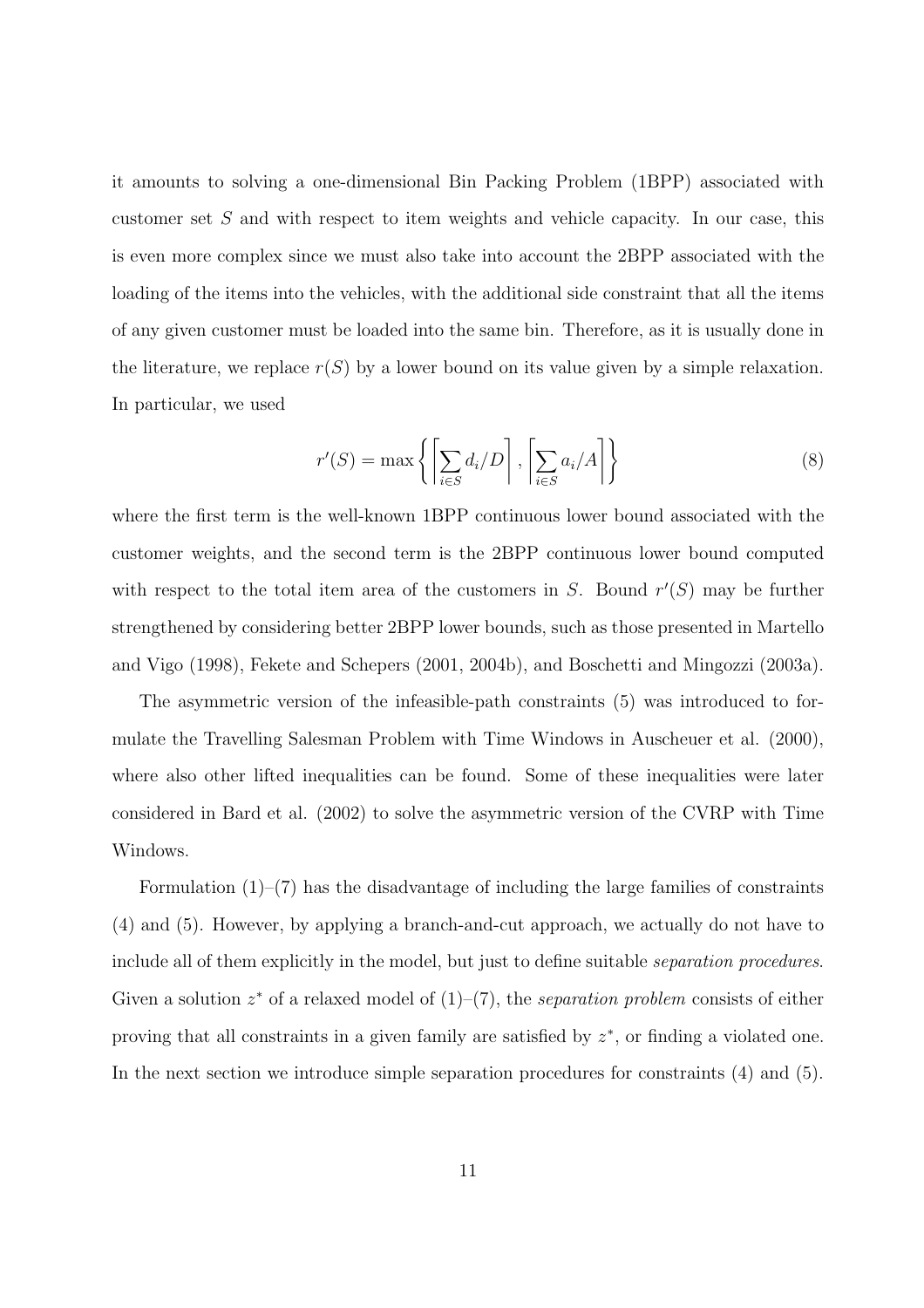it amounts to solving a one-dimensional Bin Packing Problem (1BPP) associated with customer set $S$ and with respect to item weights and vehicle capacity. In our case, this is even more complex since we must also take into account the 2BPP associated with the loading of the items into the vehicles, with the additional side constraint that all the items of any given customer must be loaded into the same bin. Therefore, as it is usually done in the literature, we replace $r(S)$ by a lower bound on its value given by a simple relaxation. In particular, we used

$$r'(S) = \max\left\{ \left\lceil \sum_{i \in S} d_i / D \right\rceil, \left\lceil \sum_{i \in S} a_i / A \right\rceil \right\} \tag{8}$$

where the first term is the well-known 1BPP continuous lower bound associated with the customer weights, and the second term is the 2BPP continuous lower bound computed with respect to the total item area of the customers in $S$. Bound $r'(S)$ may be further strengthened by considering better 2BPP lower bounds, such as those presented in Martello and Vigo (1998), Fekete and Schepers (2001, 2004b), and Boschetti and Mingozzi (2003a).

The asymmetric version of the infeasible-path constraints (5) was introduced to formulate the Travelling Salesman Problem with Time Windows in Auscheuer et al. (2000), where also other lifted inequalities can be found. Some of these inequalities were later considered in Bard et al. (2002) to solve the asymmetric version of the CVRP with Time Windows.

Formulation (1)–(7) has the disadvantage of including the large families of constraints (4) and (5). However, by applying a branch-and-cut approach, we actually do not have to include all of them explicitly in the model, but just to define suitable *separation procedures*. Given a solution $z^*$ of a relaxed model of (1)–(7), the *separation problem* consists of either proving that all constraints in a given family are satisfied by $z^*$, or finding a violated one. In the next section we introduce simple separation procedures for constraints (4) and (5).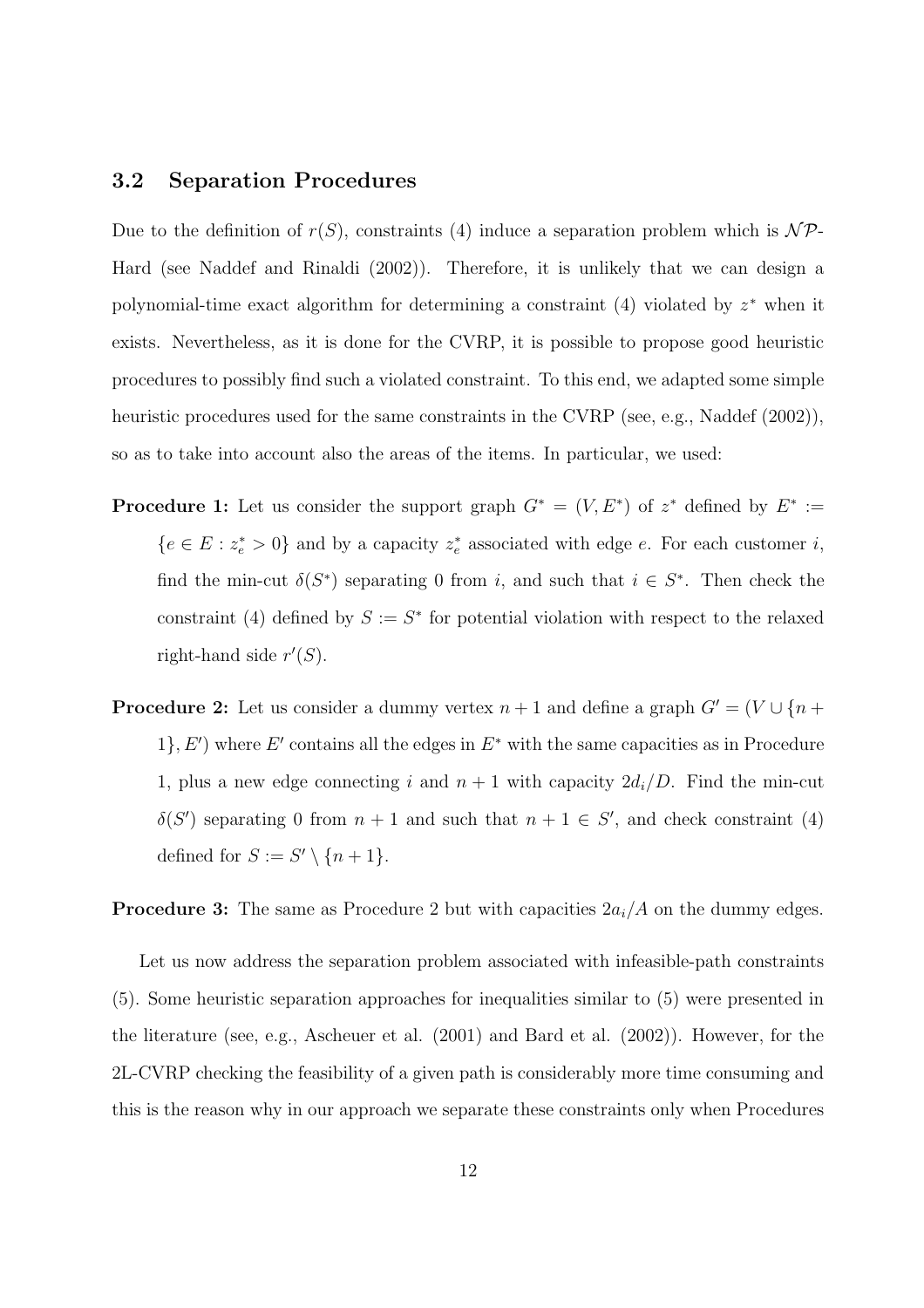### 3.2 Separation Procedures

Due to the definition of $r(S)$, constraints (4) induce a separation problem which is $\mathcal{NP}$-Hard (see Naddef and Rinaldi (2002)). Therefore, it is unlikely that we can design a polynomial-time exact algorithm for determining a constraint (4) violated by $z^*$ when it exists. Nevertheless, as it is done for the CVRP, it is possible to propose good heuristic procedures to possibly find such a violated constraint. To this end, we adapted some simple heuristic procedures used for the same constraints in the CVRP (see, e.g., Naddef (2002)), so as to take into account also the areas of the items. In particular, we used:

**Procedure 1:** Let us consider the support graph $G^* = (V, E^*)$ of $z^*$ defined by $E^* := \{e \in E : z^*_e > 0\}$ and by a capacity $z^*_e$ associated with edge $e$. For each customer $i$, find the min-cut $\delta(S^*)$ separating 0 from $i$, and such that $i \in S^*$. Then check the constraint (4) defined by $S := S^*$ for potential violation with respect to the relaxed right-hand side $r'(S)$.

**Procedure 2:** Let us consider a dummy vertex $n+1$ and define a graph $G' = (V \cup \{n+1\}, E')$ where $E'$ contains all the edges in $E^*$ with the same capacities as in Procedure 1, plus a new edge connecting $i$ and $n+1$ with capacity $2d_i/D$. Find the min-cut $\delta(S')$ separating 0 from $n+1$ and such that $n+1 \in S'$, and check constraint (4) defined for $S := S' \setminus \{n+1\}$.

**Procedure 3:** The same as Procedure 2 but with capacities $2a_i/A$ on the dummy edges.

Let us now address the separation problem associated with infeasible-path constraints (5). Some heuristic separation approaches for inequalities similar to (5) were presented in the literature (see, e.g., Ascheuer et al. (2001) and Bard et al. (2002)). However, for the 2L-CVRP checking the feasibility of a given path is considerably more time consuming and this is the reason why in our approach we separate these constraints only when Procedures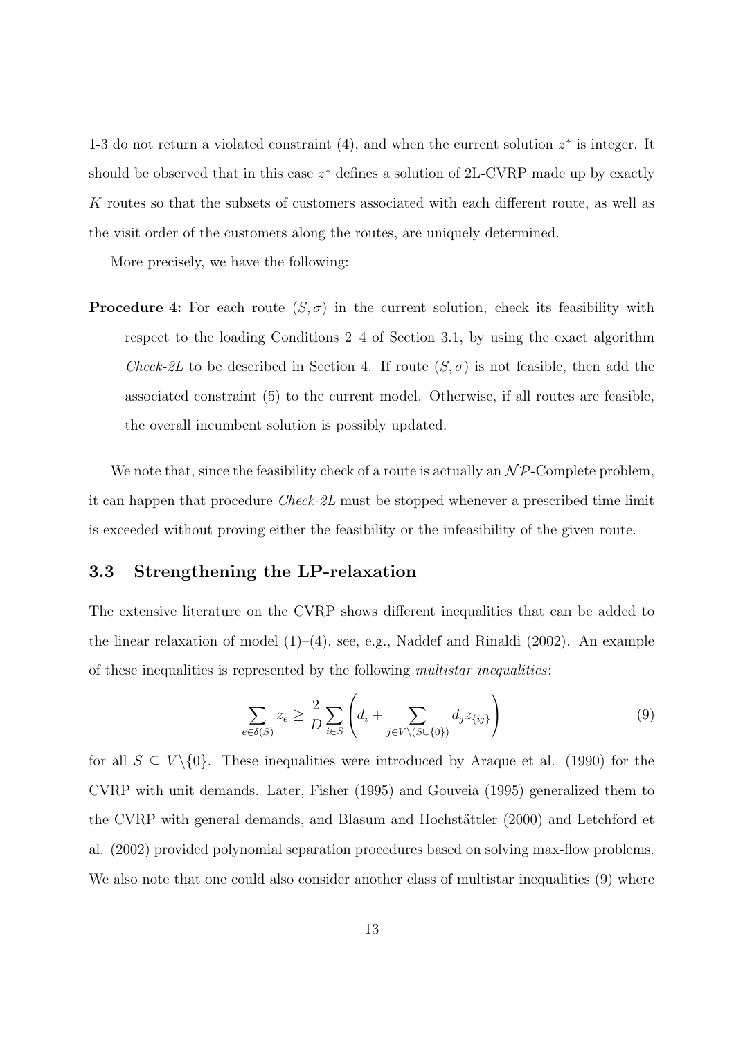1-3 do not return a violated constraint (4), and when the current solution $z^*$ is integer. It should be observed that in this case $z^*$ defines a solution of 2L-CVRP made up by exactly $K$ routes so that the subsets of customers associated with each different route, as well as the visit order of the customers along the routes, are uniquely determined.

More precisely, we have the following:

**Procedure 4:** For each route $(S, \sigma)$ in the current solution, check its feasibility with respect to the loading Conditions 2–4 of Section 3.1, by using the exact algorithm *Check-2L* to be described in Section 4. If route $(S, \sigma)$ is not feasible, then add the associated constraint (5) to the current model. Otherwise, if all routes are feasible, the overall incumbent solution is possibly updated.

We note that, since the feasibility check of a route is actually an $\mathcal{NP}$-Complete problem, it can happen that procedure *Check-2L* must be stopped whenever a prescribed time limit is exceeded without proving either the feasibility or the infeasibility of the given route.

### 3.3 Strengthening the LP-relaxation

The extensive literature on the CVRP shows different inequalities that can be added to the linear relaxation of model (1)–(4), see, e.g., Naddef and Rinaldi (2002). An example of these inequalities is represented by the following *multistar inequalities*:

$$\sum_{e \in \delta(S)} z_e \geq \frac{2}{D} \sum_{i \in S} \left( d_i + \sum_{j \in V \setminus (S \cup \{0\})} d_j z_{\{ij\}} \right) \tag{9}$$

for all $S \subseteq V \setminus \{0\}$. These inequalities were introduced by Araque et al. (1990) for the CVRP with unit demands. Later, Fisher (1995) and Gouveia (1995) generalized them to the CVRP with general demands, and Blasum and Hochstättler (2000) and Letchford et al. (2002) provided polynomial separation procedures based on solving max-flow problems. We also note that one could also consider another class of multistar inequalities (9) where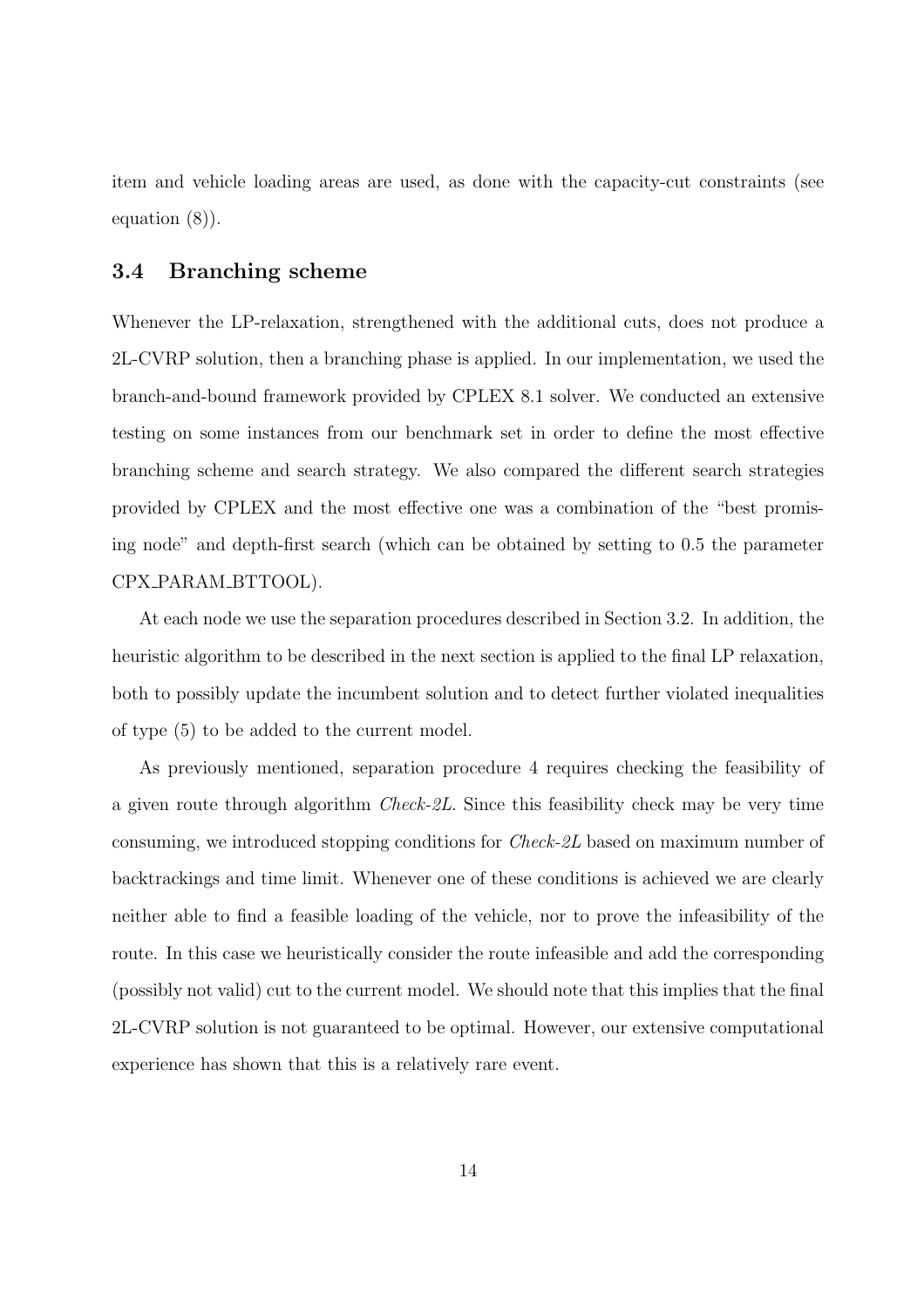item and vehicle loading areas are used, as done with the capacity-cut constraints (see equation (8)).

### 3.4 Branching scheme

Whenever the LP-relaxation, strengthened with the additional cuts, does not produce a 2L-CVRP solution, then a branching phase is applied. In our implementation, we used the branch-and-bound framework provided by CPLEX 8.1 solver. We conducted an extensive testing on some instances from our benchmark set in order to define the most effective branching scheme and search strategy. We also compared the different search strategies provided by CPLEX and the most effective one was a combination of the "best promising node" and depth-first search (which can be obtained by setting to 0.5 the parameter CPX_PARAM_BTTOOL).

At each node we use the separation procedures described in Section 3.2. In addition, the heuristic algorithm to be described in the next section is applied to the final LP relaxation, both to possibly update the incumbent solution and to detect further violated inequalities of type (5) to be added to the current model.

As previously mentioned, separation procedure 4 requires checking the feasibility of a given route through algorithm *Check-2L*. Since this feasibility check may be very time consuming, we introduced stopping conditions for *Check-2L* based on maximum number of backtrackings and time limit. Whenever one of these conditions is achieved we are clearly neither able to find a feasible loading of the vehicle, nor to prove the infeasibility of the route. In this case we heuristically consider the route infeasible and add the corresponding (possibly not valid) cut to the current model. We should note that this implies that the final 2L-CVRP solution is not guaranteed to be optimal. However, our extensive computational experience has shown that this is a relatively rare event.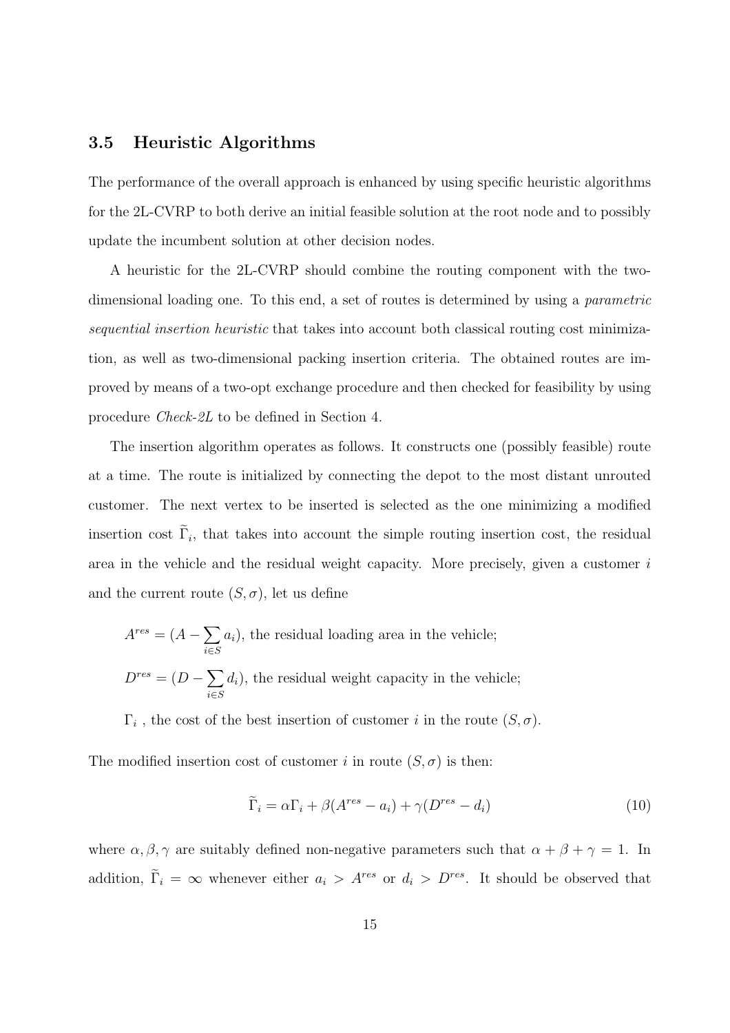### 3.5 Heuristic Algorithms

The performance of the overall approach is enhanced by using specific heuristic algorithms for the 2L-CVRP to both derive an initial feasible solution at the root node and to possibly update the incumbent solution at other decision nodes.

A heuristic for the 2L-CVRP should combine the routing component with the two-dimensional loading one. To this end, a set of routes is determined by using a *parametric sequential insertion heuristic* that takes into account both classical routing cost minimization, as well as two-dimensional packing insertion criteria. The obtained routes are improved by means of a two-opt exchange procedure and then checked for feasibility by using procedure *Check-2L* to be defined in Section 4.

The insertion algorithm operates as follows. It constructs one (possibly feasible) route at a time. The route is initialized by connecting the depot to the most distant unrouted customer. The next vertex to be inserted is selected as the one minimizing a modified insertion cost $\widetilde{\Gamma}_i$, that takes into account the simple routing insertion cost, the residual area in the vehicle and the residual weight capacity. More precisely, given a customer $i$ and the current route $(S, \sigma)$, let us define

$A^{res} = (A - \sum_{i \in S} a_i)$, the residual loading area in the vehicle;

$D^{res} = (D - \sum_{i \in S} d_i)$, the residual weight capacity in the vehicle;

$\Gamma_i$ , the cost of the best insertion of customer $i$ in the route $(S, \sigma)$.

The modified insertion cost of customer $i$ in route $(S, \sigma)$ is then:

$$\widetilde{\Gamma}_i = \alpha \Gamma_i + \beta (A^{res} - a_i) + \gamma (D^{res} - d_i) \tag{10}$$

where $\alpha, \beta, \gamma$ are suitably defined non-negative parameters such that $\alpha + \beta + \gamma = 1$. In addition, $\widetilde{\Gamma}_i = \infty$ whenever either $a_i > A^{res}$ or $d_i > D^{res}$. It should be observed that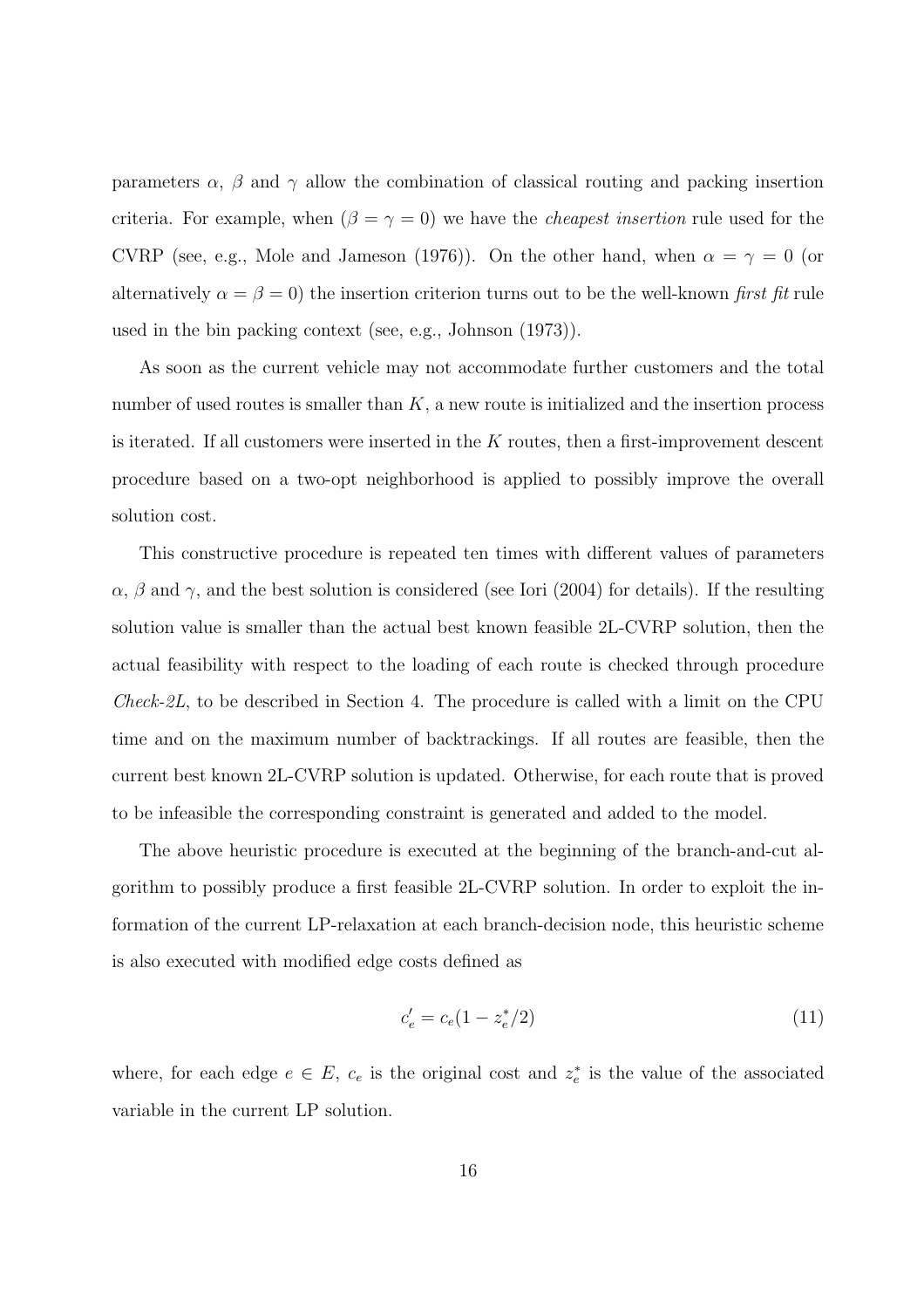parameters $\alpha$, $\beta$ and $\gamma$ allow the combination of classical routing and packing insertion criteria. For example, when ($\beta = \gamma = 0$) we have the *cheapest insertion* rule used for the CVRP (see, e.g., Mole and Jameson (1976)). On the other hand, when $\alpha = \gamma = 0$ (or alternatively $\alpha = \beta = 0$) the insertion criterion turns out to be the well-known *first fit* rule used in the bin packing context (see, e.g., Johnson (1973)).

As soon as the current vehicle may not accommodate further customers and the total number of used routes is smaller than $K$, a new route is initialized and the insertion process is iterated. If all customers were inserted in the $K$ routes, then a first-improvement descent procedure based on a two-opt neighborhood is applied to possibly improve the overall solution cost.

This constructive procedure is repeated ten times with different values of parameters $\alpha$, $\beta$ and $\gamma$, and the best solution is considered (see Iori (2004) for details). If the resulting solution value is smaller than the actual best known feasible 2L-CVRP solution, then the actual feasibility with respect to the loading of each route is checked through procedure *Check-2L*, to be described in Section 4. The procedure is called with a limit on the CPU time and on the maximum number of backtrackings. If all routes are feasible, then the current best known 2L-CVRP solution is updated. Otherwise, for each route that is proved to be infeasible the corresponding constraint is generated and added to the model.

The above heuristic procedure is executed at the beginning of the branch-and-cut algorithm to possibly produce a first feasible 2L-CVRP solution. In order to exploit the information of the current LP-relaxation at each branch-decision node, this heuristic scheme is also executed with modified edge costs defined as

$$c'_e = c_e(1 - z^*_e/2) \tag{11}$$

where, for each edge $e \in E$, $c_e$ is the original cost and $z^*_e$ is the value of the associated variable in the current LP solution.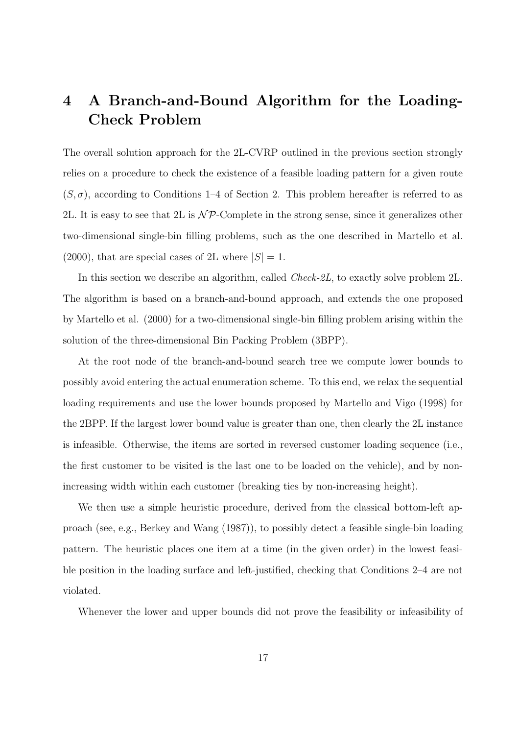# 4 A Branch-and-Bound Algorithm for the Loading-Check Problem

The overall solution approach for the 2L-CVRP outlined in the previous section strongly relies on a procedure to check the existence of a feasible loading pattern for a given route $(S, \sigma)$, according to Conditions 1–4 of Section 2. This problem hereafter is referred to as 2L. It is easy to see that 2L is $\mathcal{NP}$-Complete in the strong sense, since it generalizes other two-dimensional single-bin filling problems, such as the one described in Martello et al. (2000), that are special cases of 2L where $|S| = 1$.

In this section we describe an algorithm, called *Check-2L*, to exactly solve problem 2L. The algorithm is based on a branch-and-bound approach, and extends the one proposed by Martello et al. (2000) for a two-dimensional single-bin filling problem arising within the solution of the three-dimensional Bin Packing Problem (3BPP).

At the root node of the branch-and-bound search tree we compute lower bounds to possibly avoid entering the actual enumeration scheme. To this end, we relax the sequential loading requirements and use the lower bounds proposed by Martello and Vigo (1998) for the 2BPP. If the largest lower bound value is greater than one, then clearly the 2L instance is infeasible. Otherwise, the items are sorted in reversed customer loading sequence (i.e., the first customer to be visited is the last one to be loaded on the vehicle), and by non-increasing width within each customer (breaking ties by non-increasing height).

We then use a simple heuristic procedure, derived from the classical bottom-left approach (see, e.g., Berkey and Wang (1987)), to possibly detect a feasible single-bin loading pattern. The heuristic places one item at a time (in the given order) in the lowest feasible position in the loading surface and left-justified, checking that Conditions 2–4 are not violated.

Whenever the lower and upper bounds did not prove the feasibility or infeasibility of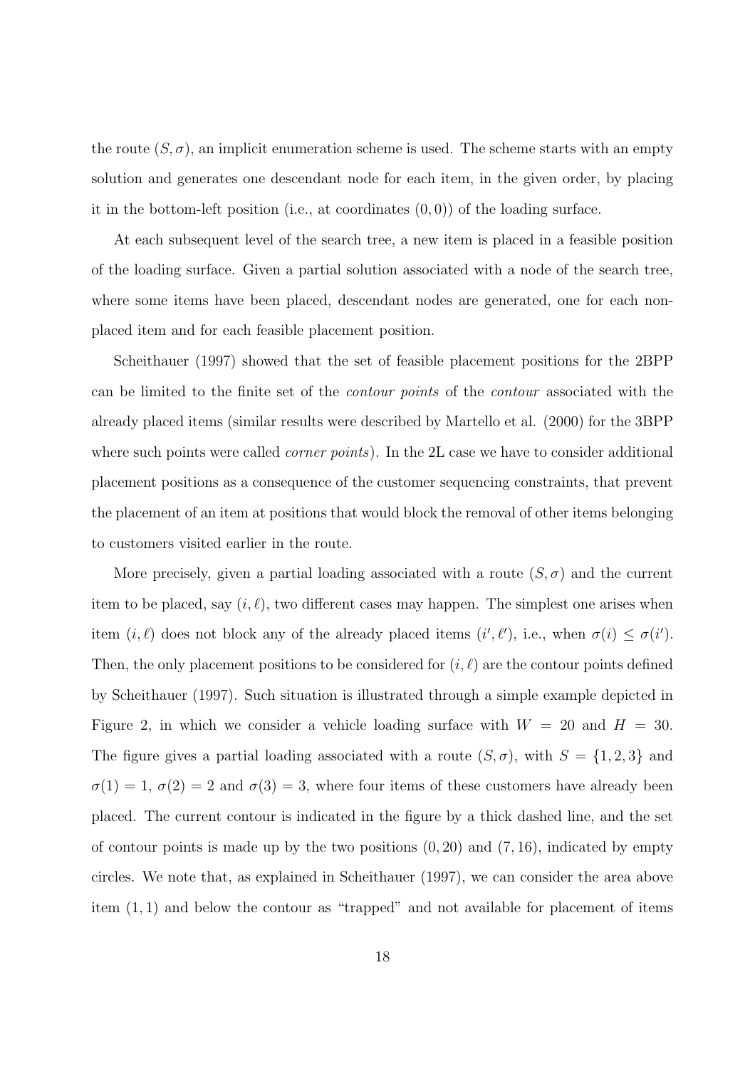the route $(S, \sigma)$, an implicit enumeration scheme is used. The scheme starts with an empty solution and generates one descendant node for each item, in the given order, by placing it in the bottom-left position (i.e., at coordinates $(0, 0)$) of the loading surface.

At each subsequent level of the search tree, a new item is placed in a feasible position of the loading surface. Given a partial solution associated with a node of the search tree, where some items have been placed, descendant nodes are generated, one for each non-placed item and for each feasible placement position.

Scheithauer (1997) showed that the set of feasible placement positions for the 2BPP can be limited to the finite set of the *contour points* of the *contour* associated with the already placed items (similar results were described by Martello et al. (2000) for the 3BPP where such points were called *corner points*). In the 2L case we have to consider additional placement positions as a consequence of the customer sequencing constraints, that prevent the placement of an item at positions that would block the removal of other items belonging to customers visited earlier in the route.

More precisely, given a partial loading associated with a route $(S, \sigma)$ and the current item to be placed, say $(i, \ell)$, two different cases may happen. The simplest one arises when item $(i, \ell)$ does not block any of the already placed items $(i', \ell')$, i.e., when $\sigma(i) \leq \sigma(i')$. Then, the only placement positions to be considered for $(i, \ell)$ are the contour points defined by Scheithauer (1997). Such situation is illustrated through a simple example depicted in Figure 2, in which we consider a vehicle loading surface with $W = 20$ and $H = 30$. The figure gives a partial loading associated with a route $(S, \sigma)$, with $S = \{1, 2, 3\}$ and $\sigma(1) = 1$, $\sigma(2) = 2$ and $\sigma(3) = 3$, where four items of these customers have already been placed. The current contour is indicated in the figure by a thick dashed line, and the set of contour points is made up by the two positions $(0, 20)$ and $(7, 16)$, indicated by empty circles. We note that, as explained in Scheithauer (1997), we can consider the area above item $(1, 1)$ and below the contour as "trapped" and not available for placement of items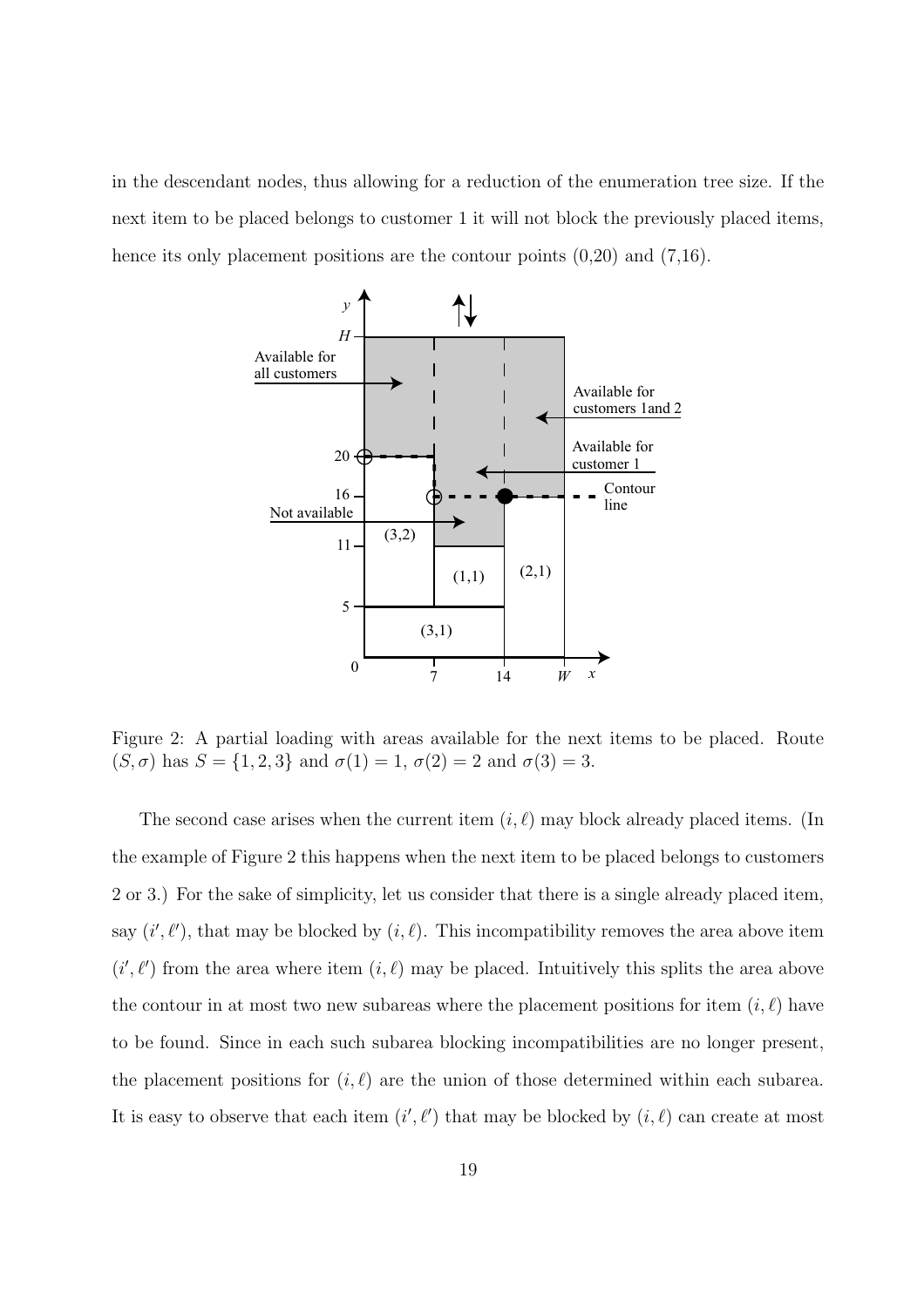in the descendant nodes, thus allowing for a reduction of the enumeration tree size. If the next item to be placed belongs to customer 1 it will not block the previously placed items, hence its only placement positions are the contour points (0,20) and (7,16).

Figure 2: A partial loading with areas available for the next items to be placed. Route $(S, \sigma)$ has $S = \{1, 2, 3\}$ and $\sigma(1) = 1$, $\sigma(2) = 2$ and $\sigma(3) = 3$.

The second case arises when the current item $(i, \ell)$ may block already placed items. (In the example of Figure 2 this happens when the next item to be placed belongs to customers 2 or 3.) For the sake of simplicity, let us consider that there is a single already placed item, say $(i', \ell')$, that may be blocked by $(i, \ell)$. This incompatibility removes the area above item $(i', \ell')$ from the area where item $(i, \ell)$ may be placed. Intuitively this splits the area above the contour in at most two new subareas where the placement positions for item $(i, \ell)$ have to be found. Since in each such subarea blocking incompatibilities are no longer present, the placement positions for $(i, \ell)$ are the union of those determined within each subarea. It is easy to observe that each item $(i', \ell')$ that may be blocked by $(i, \ell)$ can create at most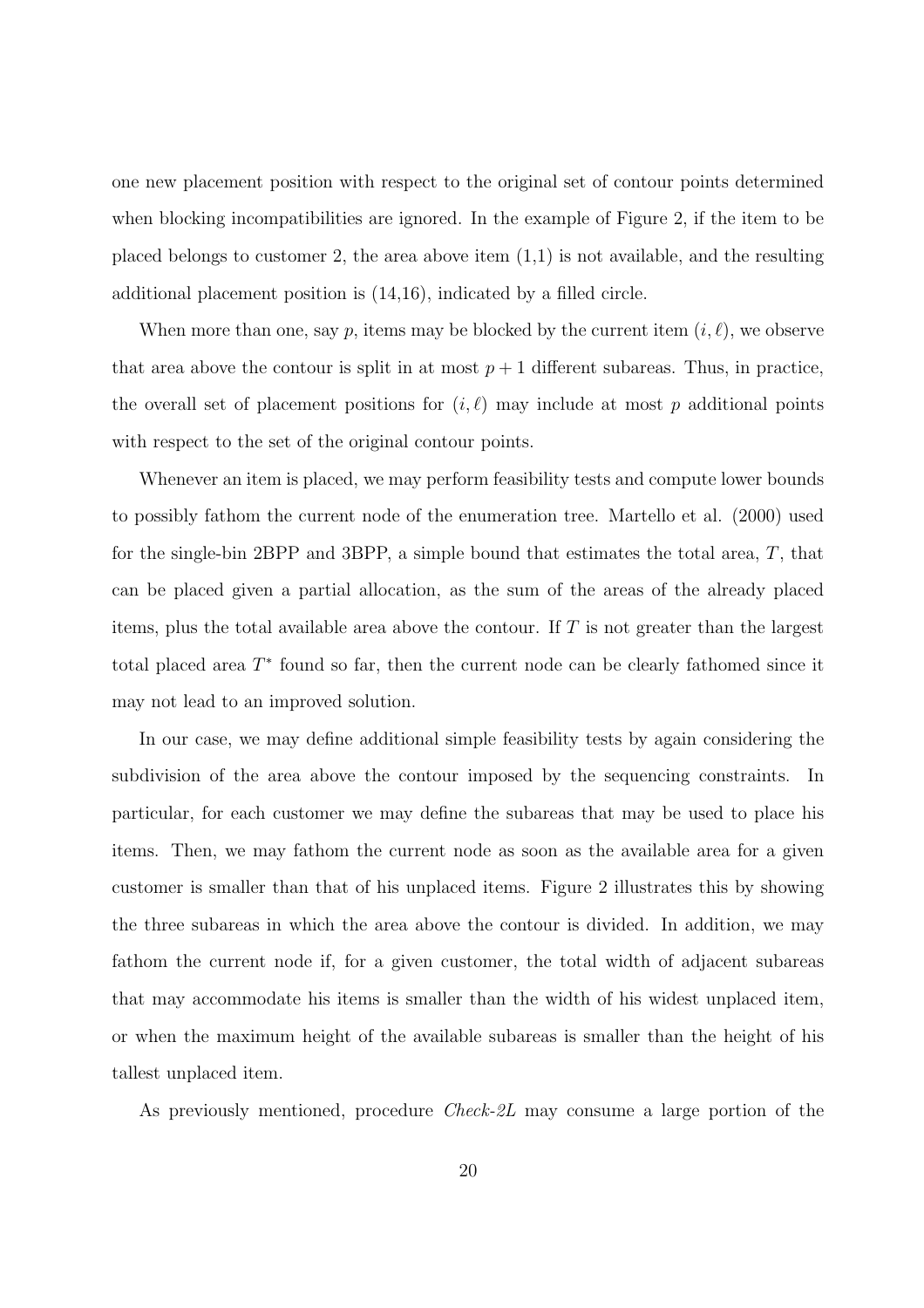one new placement position with respect to the original set of contour points determined when blocking incompatibilities are ignored. In the example of Figure 2, if the item to be placed belongs to customer 2, the area above item (1,1) is not available, and the resulting additional placement position is (14,16), indicated by a filled circle.

When more than one, say $p$, items may be blocked by the current item $(i, \ell)$, we observe that area above the contour is split in at most $p + 1$ different subareas. Thus, in practice, the overall set of placement positions for $(i, \ell)$ may include at most $p$ additional points with respect to the set of the original contour points.

Whenever an item is placed, we may perform feasibility tests and compute lower bounds to possibly fathom the current node of the enumeration tree. Martello et al. (2000) used for the single-bin 2BPP and 3BPP, a simple bound that estimates the total area, $T$, that can be placed given a partial allocation, as the sum of the areas of the already placed items, plus the total available area above the contour. If $T$ is not greater than the largest total placed area $T^*$ found so far, then the current node can be clearly fathomed since it may not lead to an improved solution.

In our case, we may define additional simple feasibility tests by again considering the subdivision of the area above the contour imposed by the sequencing constraints. In particular, for each customer we may define the subareas that may be used to place his items. Then, we may fathom the current node as soon as the available area for a given customer is smaller than that of his unplaced items. Figure 2 illustrates this by showing the three subareas in which the area above the contour is divided. In addition, we may fathom the current node if, for a given customer, the total width of adjacent subareas that may accommodate his items is smaller than the width of his widest unplaced item, or when the maximum height of the available subareas is smaller than the height of his tallest unplaced item.

As previously mentioned, procedure *Check-2L* may consume a large portion of the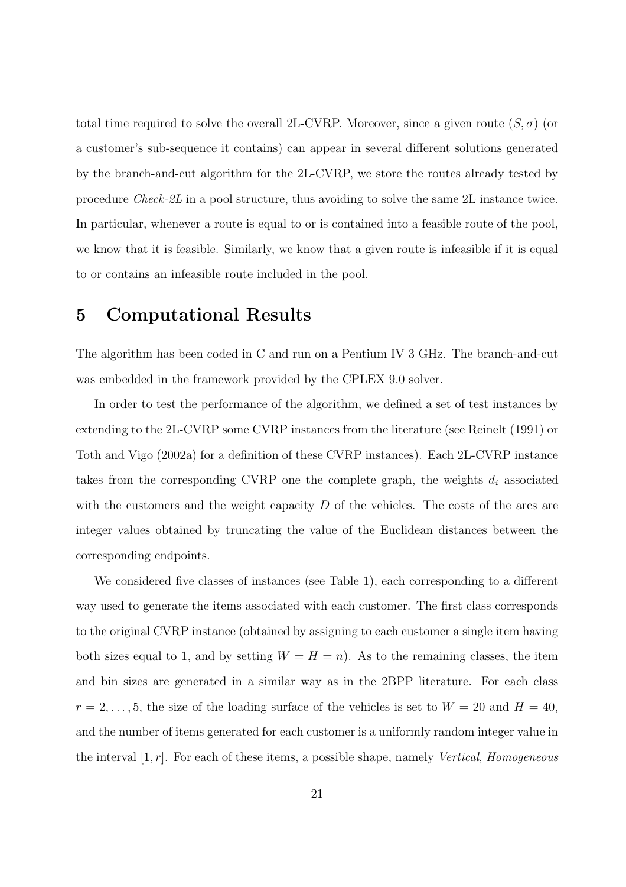total time required to solve the overall 2L-CVRP. Moreover, since a given route $(S, \sigma)$ (or a customer's sub-sequence it contains) can appear in several different solutions generated by the branch-and-cut algorithm for the 2L-CVRP, we store the routes already tested by procedure *Check-2L* in a pool structure, thus avoiding to solve the same 2L instance twice. In particular, whenever a route is equal to or is contained into a feasible route of the pool, we know that it is feasible. Similarly, we know that a given route is infeasible if it is equal to or contains an infeasible route included in the pool.

# 5 Computational Results

The algorithm has been coded in C and run on a Pentium IV 3 GHz. The branch-and-cut was embedded in the framework provided by the CPLEX 9.0 solver.

In order to test the performance of the algorithm, we defined a set of test instances by extending to the 2L-CVRP some CVRP instances from the literature (see Reinelt (1991) or Toth and Vigo (2002a) for a definition of these CVRP instances). Each 2L-CVRP instance takes from the corresponding CVRP one the complete graph, the weights $d_i$ associated with the customers and the weight capacity $D$ of the vehicles. The costs of the arcs are integer values obtained by truncating the value of the Euclidean distances between the corresponding endpoints.

We considered five classes of instances (see Table 1), each corresponding to a different way used to generate the items associated with each customer. The first class corresponds to the original CVRP instance (obtained by assigning to each customer a single item having both sizes equal to 1, and by setting $W = H = n$). As to the remaining classes, the item and bin sizes are generated in a similar way as in the 2BPP literature. For each class $r = 2, \dots, 5$, the size of the loading surface of the vehicles is set to $W = 20$ and $H = 40$, and the number of items generated for each customer is a uniformly random integer value in the interval $[1, r]$. For each of these items, a possible shape, namely *Vertical*, *Homogeneous*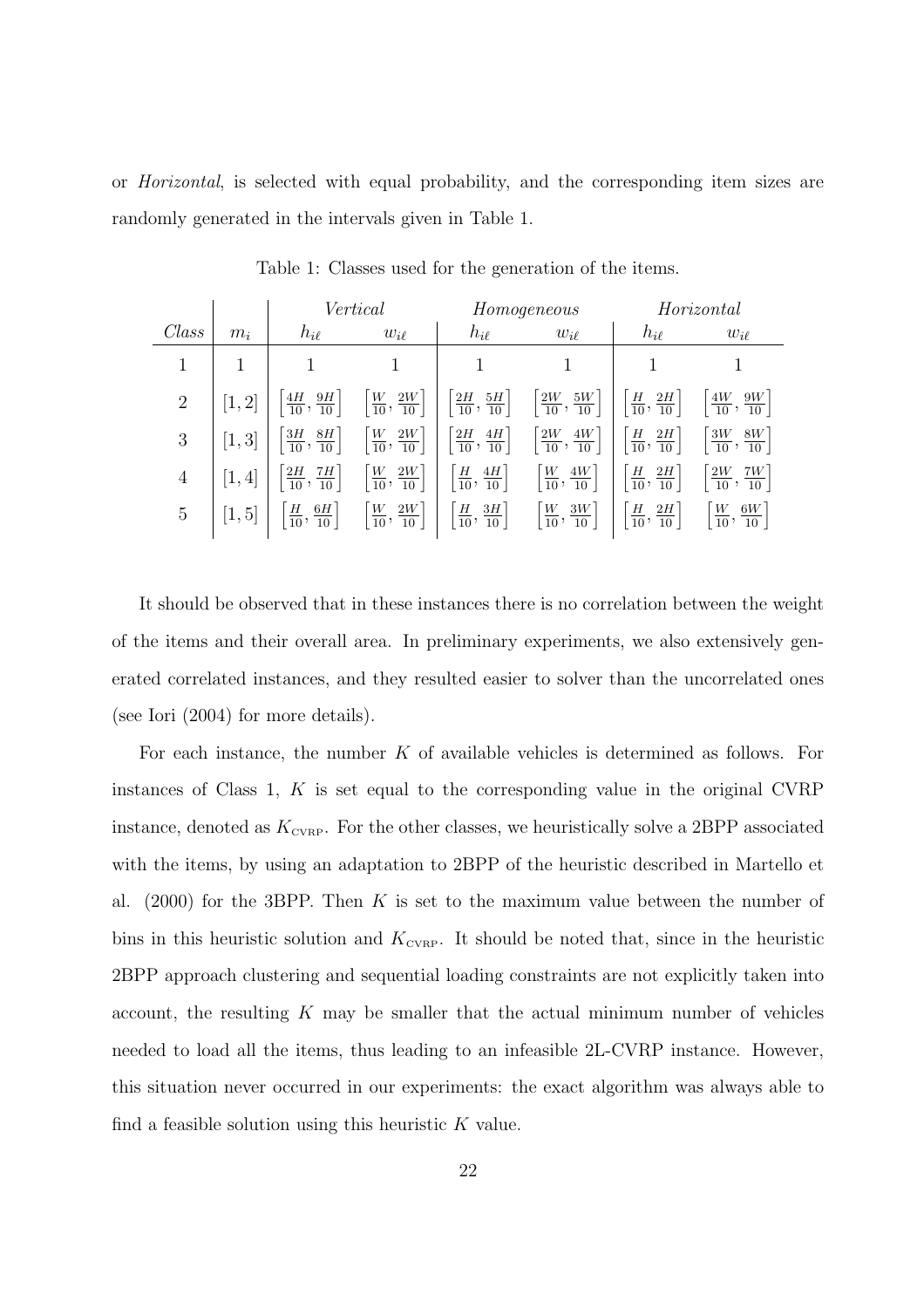or *Horizontal*, is selected with equal probability, and the corresponding item sizes are randomly generated in the intervals given in Table 1.

Table 1: Classes used for the generation of the items.

| | | *Vertical* | | *Homogeneous* | | *Horizontal* | |
|---|---|---|---|---|---|---|---|
| *Class* | $m_i$ | $h_{i\ell}$ | $w_{i\ell}$ | $h_{i\ell}$ | $w_{i\ell}$ | $h_{i\ell}$ | $w_{i\ell}$ |
| 1 | 1 | 1 | 1 | 1 | 1 | 1 | 1 |
| 2 | $[1, 2]$ | $\left[\frac{4H}{10}, \frac{9H}{10}\right]$ | $\left[\frac{W}{10}, \frac{2W}{10}\right]$ | $\left[\frac{2H}{10}, \frac{5H}{10}\right]$ | $\left[\frac{2W}{10}, \frac{5W}{10}\right]$ | $\left[\frac{H}{10}, \frac{2H}{10}\right]$ | $\left[\frac{4W}{10}, \frac{9W}{10}\right]$ |
| 3 | $[1, 3]$ | $\left[\frac{3H}{10}, \frac{8H}{10}\right]$ | $\left[\frac{W}{10}, \frac{2W}{10}\right]$ | $\left[\frac{2H}{10}, \frac{4H}{10}\right]$ | $\left[\frac{2W}{10}, \frac{4W}{10}\right]$ | $\left[\frac{H}{10}, \frac{2H}{10}\right]$ | $\left[\frac{3W}{10}, \frac{8W}{10}\right]$ |
| 4 | $[1, 4]$ | $\left[\frac{2H}{10}, \frac{7H}{10}\right]$ | $\left[\frac{W}{10}, \frac{2W}{10}\right]$ | $\left[\frac{H}{10}, \frac{4H}{10}\right]$ | $\left[\frac{W}{10}, \frac{4W}{10}\right]$ | $\left[\frac{H}{10}, \frac{2H}{10}\right]$ | $\left[\frac{2W}{10}, \frac{7W}{10}\right]$ |
| 5 | $[1, 5]$ | $\left[\frac{H}{10}, \frac{6H}{10}\right]$ | $\left[\frac{W}{10}, \frac{2W}{10}\right]$ | $\left[\frac{H}{10}, \frac{3H}{10}\right]$ | $\left[\frac{W}{10}, \frac{3W}{10}\right]$ | $\left[\frac{H}{10}, \frac{2H}{10}\right]$ | $\left[\frac{W}{10}, \frac{6W}{10}\right]$ |

It should be observed that in these instances there is no correlation between the weight of the items and their overall area. In preliminary experiments, we also extensively generated correlated instances, and they resulted easier to solver than the uncorrelated ones (see Iori (2004) for more details).

For each instance, the number $K$ of available vehicles is determined as follows. For instances of Class 1, $K$ is set equal to the corresponding value in the original CVRP instance, denoted as $K_{\text{CVRP}}$. For the other classes, we heuristically solve a 2BPP associated with the items, by using an adaptation to 2BPP of the heuristic described in Martello et al. (2000) for the 3BPP. Then $K$ is set to the maximum value between the number of bins in this heuristic solution and $K_{\text{CVRP}}$. It should be noted that, since in the heuristic 2BPP approach clustering and sequential loading constraints are not explicitly taken into account, the resulting $K$ may be smaller that the actual minimum number of vehicles needed to load all the items, thus leading to an infeasible 2L-CVRP instance. However, this situation never occurred in our experiments: the exact algorithm was always able to find a feasible solution using this heuristic $K$ value.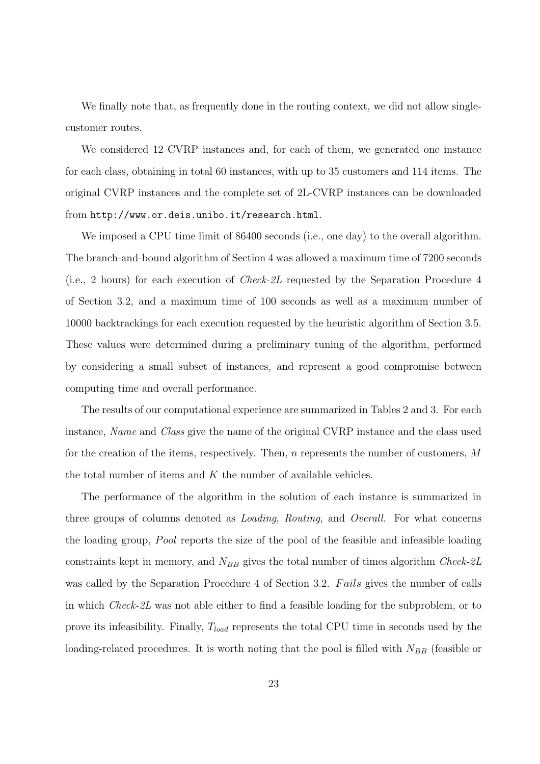We finally note that, as frequently done in the routing context, we did not allow single-customer routes.

We considered 12 CVRP instances and, for each of them, we generated one instance for each class, obtaining in total 60 instances, with up to 35 customers and 114 items. The original CVRP instances and the complete set of 2L-CVRP instances can be downloaded from `http://www.or.deis.unibo.it/research.html`.

We imposed a CPU time limit of 86400 seconds (i.e., one day) to the overall algorithm. The branch-and-bound algorithm of Section 4 was allowed a maximum time of 7200 seconds (i.e., 2 hours) for each execution of *Check-2L* requested by the Separation Procedure 4 of Section 3.2, and a maximum time of 100 seconds as well as a maximum number of 10000 backtrackings for each execution requested by the heuristic algorithm of Section 3.5. These values were determined during a preliminary tuning of the algorithm, performed by considering a small subset of instances, and represent a good compromise between computing time and overall performance.

The results of our computational experience are summarized in Tables 2 and 3. For each instance, *Name* and *Class* give the name of the original CVRP instance and the class used for the creation of the items, respectively. Then, $n$ represents the number of customers, $M$ the total number of items and $K$ the number of available vehicles.

The performance of the algorithm in the solution of each instance is summarized in three groups of columns denoted as *Loading*, *Routing*, and *Overall*. For what concerns the loading group, *Pool* reports the size of the pool of the feasible and infeasible loading constraints kept in memory, and $N_{BB}$ gives the total number of times algorithm *Check-2L* was called by the Separation Procedure 4 of Section 3.2. $Fails$ gives the number of calls in which *Check-2L* was not able either to find a feasible loading for the subproblem, or to prove its infeasibility. Finally, $T_{load}$ represents the total CPU time in seconds used by the loading-related procedures. It is worth noting that the pool is filled with $N_{BB}$ (feasible or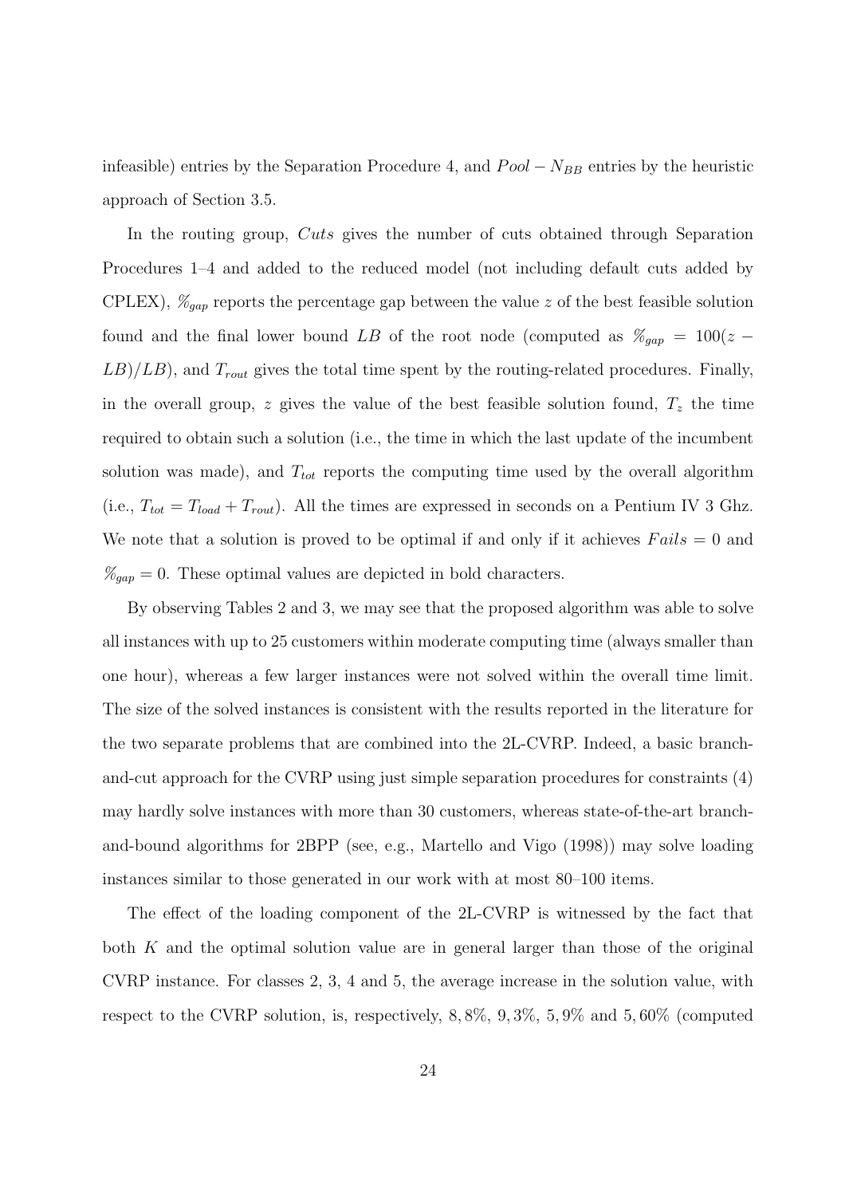infeasible) entries by the Separation Procedure 4, and $Pool - N_{BB}$ entries by the heuristic approach of Section 3.5.

In the routing group, *Cuts* gives the number of cuts obtained through Separation Procedures 1–4 and added to the reduced model (not including default cuts added by CPLEX), $\%_{gap}$ reports the percentage gap between the value $z$ of the best feasible solution found and the final lower bound $LB$ of the root node (computed as $\%_{gap} = 100(z - LB)/LB$), and $T_{rout}$ gives the total time spent by the routing-related procedures. Finally, in the overall group, $z$ gives the value of the best feasible solution found, $T_z$ the time required to obtain such a solution (i.e., the time in which the last update of the incumbent solution was made), and $T_{tot}$ reports the computing time used by the overall algorithm (i.e., $T_{tot} = T_{load} + T_{rout}$). All the times are expressed in seconds on a Pentium IV 3 Ghz. We note that a solution is proved to be optimal if and only if it achieves $Fails = 0$ and $\%_{gap} = 0$. These optimal values are depicted in bold characters.

By observing Tables 2 and 3, we may see that the proposed algorithm was able to solve all instances with up to 25 customers within moderate computing time (always smaller than one hour), whereas a few larger instances were not solved within the overall time limit. The size of the solved instances is consistent with the results reported in the literature for the two separate problems that are combined into the 2L-CVRP. Indeed, a basic branch-and-cut approach for the CVRP using just simple separation procedures for constraints (4) may hardly solve instances with more than 30 customers, whereas state-of-the-art branch-and-bound algorithms for 2BPP (see, e.g., Martello and Vigo (1998)) may solve loading instances similar to those generated in our work with at most 80–100 items.

The effect of the loading component of the 2L-CVRP is witnessed by the fact that both $K$ and the optimal solution value are in general larger than those of the original CVRP instance. For classes 2, 3, 4 and 5, the average increase in the solution value, with respect to the CVRP solution, is, respectively, 8,8%, 9,3%, 5,9% and 5,60% (computed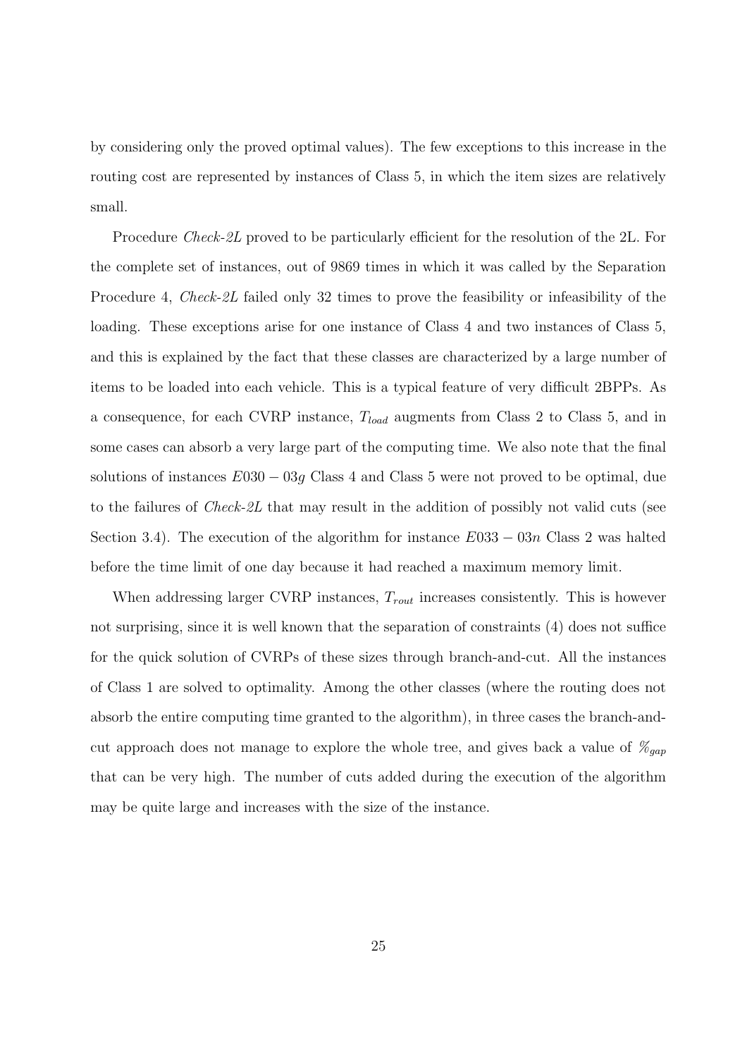by considering only the proved optimal values). The few exceptions to this increase in the routing cost are represented by instances of Class 5, in which the item sizes are relatively small.

Procedure *Check-2L* proved to be particularly efficient for the resolution of the 2L. For the complete set of instances, out of 9869 times in which it was called by the Separation Procedure 4, *Check-2L* failed only 32 times to prove the feasibility or infeasibility of the loading. These exceptions arise for one instance of Class 4 and two instances of Class 5, and this is explained by the fact that these classes are characterized by a large number of items to be loaded into each vehicle. This is a typical feature of very difficult 2BPPs. As a consequence, for each CVRP instance, $T_{load}$ augments from Class 2 to Class 5, and in some cases can absorb a very large part of the computing time. We also note that the final solutions of instances $E030-03g$ Class 4 and Class 5 were not proved to be optimal, due to the failures of *Check-2L* that may result in the addition of possibly not valid cuts (see Section 3.4). The execution of the algorithm for instance $E033-03n$ Class 2 was halted before the time limit of one day because it had reached a maximum memory limit.

When addressing larger CVRP instances, $T_{rout}$ increases consistently. This is however not surprising, since it is well known that the separation of constraints (4) does not suffice for the quick solution of CVRPs of these sizes through branch-and-cut. All the instances of Class 1 are solved to optimality. Among the other classes (where the routing does not absorb the entire computing time granted to the algorithm), in three cases the branch-and-cut approach does not manage to explore the whole tree, and gives back a value of $\%_{gap}$ that can be very high. The number of cuts added during the execution of the algorithm may be quite large and increases with the size of the instance.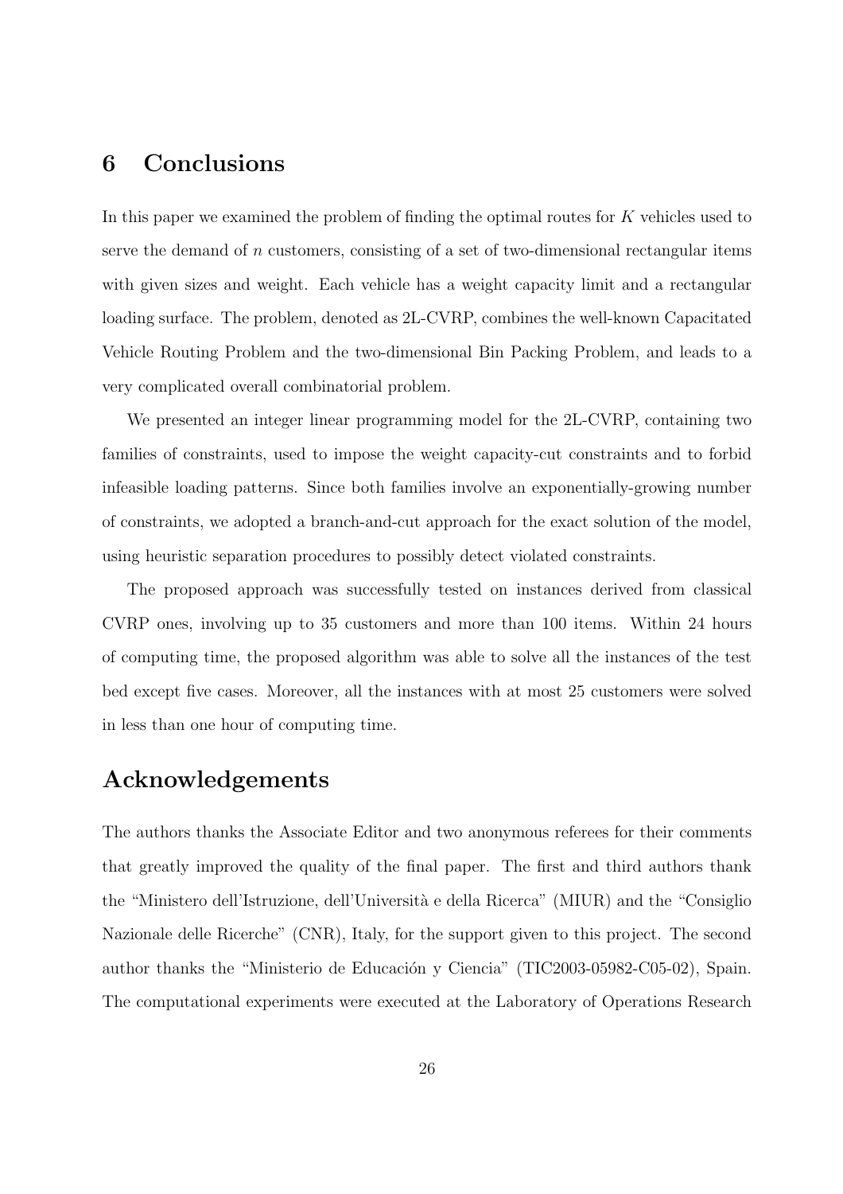# 6 Conclusions

In this paper we examined the problem of finding the optimal routes for $K$ vehicles used to serve the demand of $n$ customers, consisting of a set of two-dimensional rectangular items with given sizes and weight. Each vehicle has a weight capacity limit and a rectangular loading surface. The problem, denoted as 2L-CVRP, combines the well-known Capacitated Vehicle Routing Problem and the two-dimensional Bin Packing Problem, and leads to a very complicated overall combinatorial problem.

We presented an integer linear programming model for the 2L-CVRP, containing two families of constraints, used to impose the weight capacity-cut constraints and to forbid infeasible loading patterns. Since both families involve an exponentially-growing number of constraints, we adopted a branch-and-cut approach for the exact solution of the model, using heuristic separation procedures to possibly detect violated constraints.

The proposed approach was successfully tested on instances derived from classical CVRP ones, involving up to 35 customers and more than 100 items. Within 24 hours of computing time, the proposed algorithm was able to solve all the instances of the test bed except five cases. Moreover, all the instances with at most 25 customers were solved in less than one hour of computing time.

# Acknowledgements

The authors thanks the Associate Editor and two anonymous referees for their comments that greatly improved the quality of the final paper. The first and third authors thank the "Ministero dell'Istruzione, dell'Università e della Ricerca" (MIUR) and the "Consiglio Nazionale delle Ricerche" (CNR), Italy, for the support given to this project. The second author thanks the "Ministerio de Educación y Ciencia" (TIC2003-05982-C05-02), Spain. The computational experiments were executed at the Laboratory of Operations Research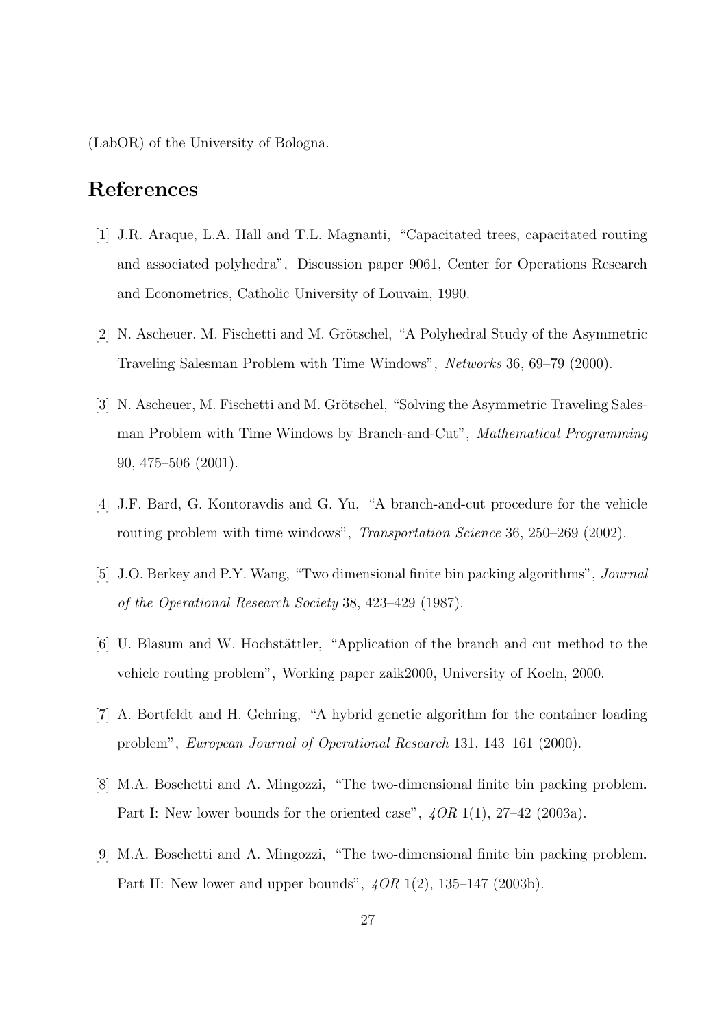(LabOR) of the University of Bologna.

## References

[1] J.R. Araque, L.A. Hall and T.L. Magnanti, "Capacitated trees, capacitated routing and associated polyhedra", Discussion paper 9061, Center for Operations Research and Econometrics, Catholic University of Louvain, 1990.

[2] N. Ascheuer, M. Fischetti and M. Grötschel, "A Polyhedral Study of the Asymmetric Traveling Salesman Problem with Time Windows", *Networks* 36, 69–79 (2000).

[3] N. Ascheuer, M. Fischetti and M. Grötschel, "Solving the Asymmetric Traveling Salesman Problem with Time Windows by Branch-and-Cut", *Mathematical Programming* 90, 475–506 (2001).

[4] J.F. Bard, G. Kontoravdis and G. Yu, "A branch-and-cut procedure for the vehicle routing problem with time windows", *Transportation Science* 36, 250–269 (2002).

[5] J.O. Berkey and P.Y. Wang, "Two dimensional finite bin packing algorithms", *Journal of the Operational Research Society* 38, 423–429 (1987).

[6] U. Blasum and W. Hochstättler, "Application of the branch and cut method to the vehicle routing problem", Working paper zaik2000, University of Koeln, 2000.

[7] A. Bortfeldt and H. Gehring, "A hybrid genetic algorithm for the container loading problem", *European Journal of Operational Research* 131, 143–161 (2000).

[8] M.A. Boschetti and A. Mingozzi, "The two-dimensional finite bin packing problem. Part I: New lower bounds for the oriented case", *4OR* 1(1), 27–42 (2003a).

[9] M.A. Boschetti and A. Mingozzi, "The two-dimensional finite bin packing problem. Part II: New lower and upper bounds", *4OR* 1(2), 135–147 (2003b).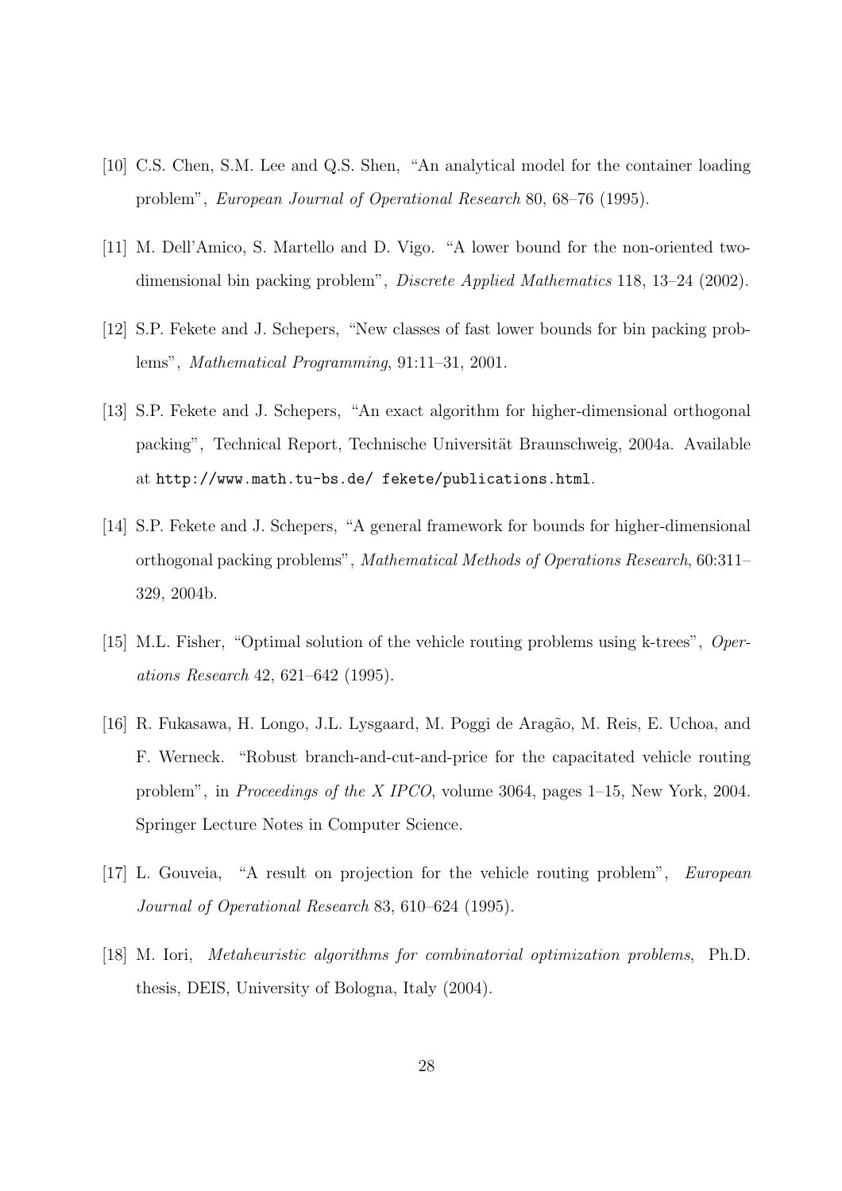[10] C.S. Chen, S.M. Lee and Q.S. Shen, "An analytical model for the container loading problem", *European Journal of Operational Research* 80, 68–76 (1995).

[11] M. Dell'Amico, S. Martello and D. Vigo. "A lower bound for the non-oriented two-dimensional bin packing problem", *Discrete Applied Mathematics* 118, 13–24 (2002).

[12] S.P. Fekete and J. Schepers, "New classes of fast lower bounds for bin packing problems", *Mathematical Programming*, 91:11–31, 2001.

[13] S.P. Fekete and J. Schepers, "An exact algorithm for higher-dimensional orthogonal packing", Technical Report, Technische Universität Braunschweig, 2004a. Available at `http://www.math.tu-bs.de/ fekete/publications.html`.

[14] S.P. Fekete and J. Schepers, "A general framework for bounds for higher-dimensional orthogonal packing problems", *Mathematical Methods of Operations Research*, 60:311–329, 2004b.

[15] M.L. Fisher, "Optimal solution of the vehicle routing problems using k-trees", *Operations Research* 42, 621–642 (1995).

[16] R. Fukasawa, H. Longo, J.L. Lysgaard, M. Poggi de Aragão, M. Reis, E. Uchoa, and F. Werneck. "Robust branch-and-cut-and-price for the capacitated vehicle routing problem", in *Proceedings of the X IPCO*, volume 3064, pages 1–15, New York, 2004. Springer Lecture Notes in Computer Science.

[17] L. Gouveia, "A result on projection for the vehicle routing problem", *European Journal of Operational Research* 83, 610–624 (1995).

[18] M. Iori, *Metaheuristic algorithms for combinatorial optimization problems*, Ph.D. thesis, DEIS, University of Bologna, Italy (2004).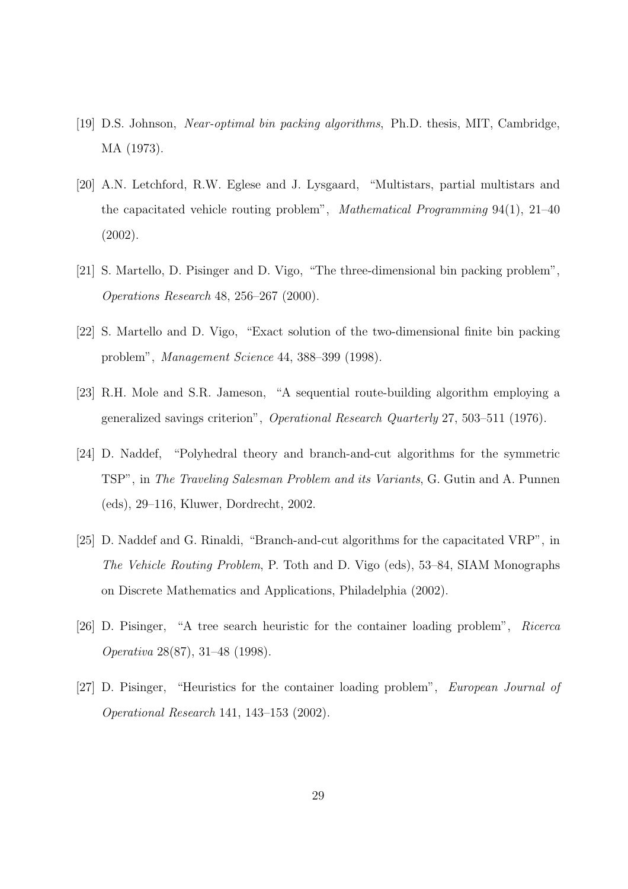[19] D.S. Johnson, *Near-optimal bin packing algorithms*, Ph.D. thesis, MIT, Cambridge, MA (1973).

[20] A.N. Letchford, R.W. Eglese and J. Lysgaard, "Multistars, partial multistars and the capacitated vehicle routing problem", *Mathematical Programming* 94(1), 21–40 (2002).

[21] S. Martello, D. Pisinger and D. Vigo, "The three-dimensional bin packing problem", *Operations Research* 48, 256–267 (2000).

[22] S. Martello and D. Vigo, "Exact solution of the two-dimensional finite bin packing problem", *Management Science* 44, 388–399 (1998).

[23] R.H. Mole and S.R. Jameson, "A sequential route-building algorithm employing a generalized savings criterion", *Operational Research Quarterly* 27, 503–511 (1976).

[24] D. Naddef, "Polyhedral theory and branch-and-cut algorithms for the symmetric TSP", in *The Traveling Salesman Problem and its Variants*, G. Gutin and A. Punnen (eds), 29–116, Kluwer, Dordrecht, 2002.

[25] D. Naddef and G. Rinaldi, "Branch-and-cut algorithms for the capacitated VRP", in *The Vehicle Routing Problem*, P. Toth and D. Vigo (eds), 53–84, SIAM Monographs on Discrete Mathematics and Applications, Philadelphia (2002).

[26] D. Pisinger, "A tree search heuristic for the container loading problem", *Ricerca Operativa* 28(87), 31–48 (1998).

[27] D. Pisinger, "Heuristics for the container loading problem", *European Journal of Operational Research* 141, 143–153 (2002).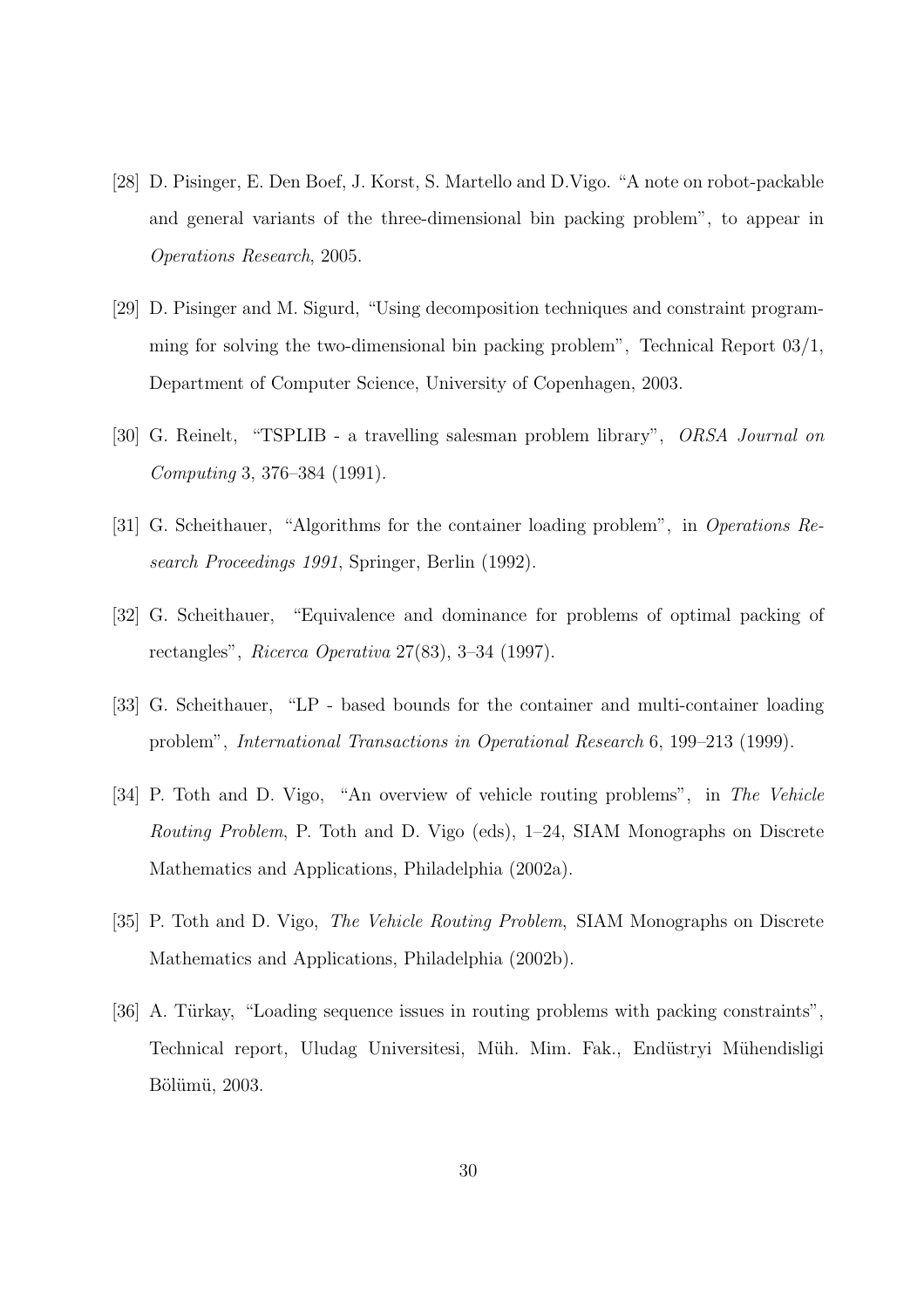[28] D. Pisinger, E. Den Boef, J. Korst, S. Martello and D.Vigo. "A note on robot-packable and general variants of the three-dimensional bin packing problem", to appear in *Operations Research*, 2005.

[29] D. Pisinger and M. Sigurd, "Using decomposition techniques and constraint programming for solving the two-dimensional bin packing problem", Technical Report 03/1, Department of Computer Science, University of Copenhagen, 2003.

[30] G. Reinelt, "TSPLIB - a travelling salesman problem library", *ORSA Journal on Computing* 3, 376–384 (1991).

[31] G. Scheithauer, "Algorithms for the container loading problem", in *Operations Research Proceedings 1991*, Springer, Berlin (1992).

[32] G. Scheithauer, "Equivalence and dominance for problems of optimal packing of rectangles", *Ricerca Operativa* 27(83), 3–34 (1997).

[33] G. Scheithauer, "LP - based bounds for the container and multi-container loading problem", *International Transactions in Operational Research* 6, 199–213 (1999).

[34] P. Toth and D. Vigo, "An overview of vehicle routing problems", in *The Vehicle Routing Problem*, P. Toth and D. Vigo (eds), 1–24, SIAM Monographs on Discrete Mathematics and Applications, Philadelphia (2002a).

[35] P. Toth and D. Vigo, *The Vehicle Routing Problem*, SIAM Monographs on Discrete Mathematics and Applications, Philadelphia (2002b).

[36] A. Türkay, "Loading sequence issues in routing problems with packing constraints", Technical report, Uludag Universitesi, Müh. Mim. Fak., Endüstryi Mühendisligi Bölümü, 2003.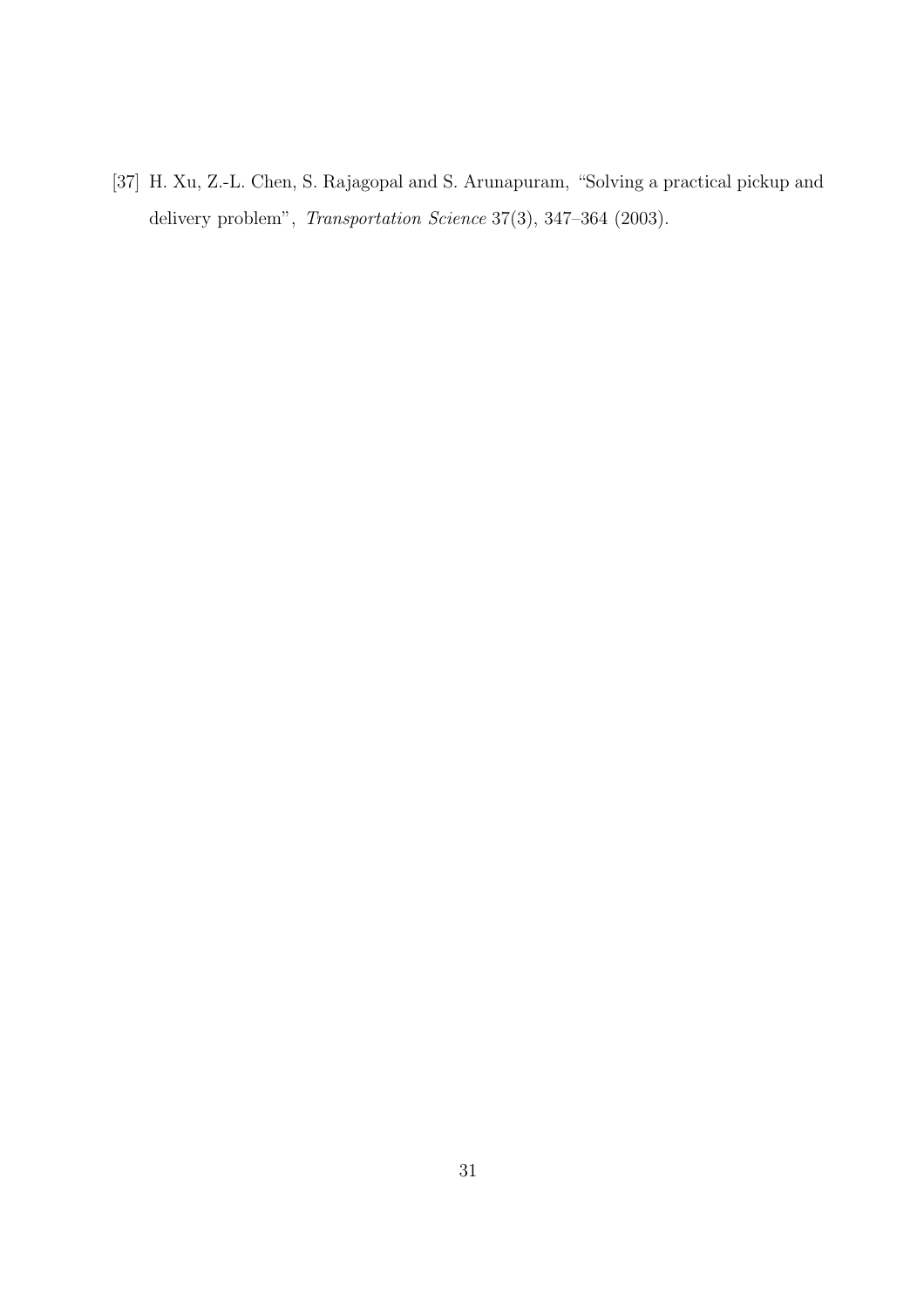[37] H. Xu, Z.-L. Chen, S. Rajagopal and S. Arunapuram, "Solving a practical pickup and delivery problem", *Transportation Science* 37(3), 347–364 (2003).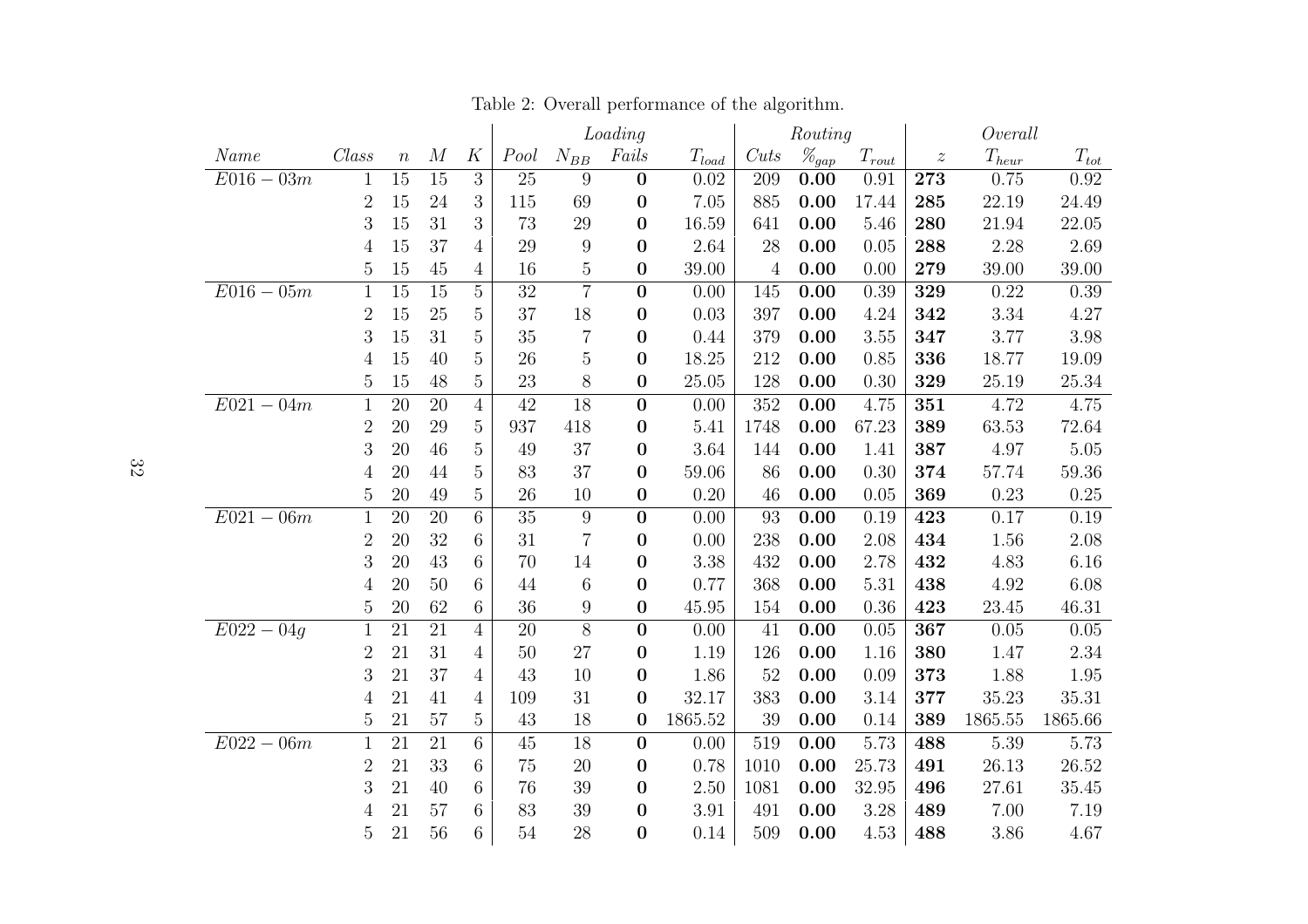Table 2: Overall performance of the algorithm.

| | | | | | *Loading* | | | | *Routing* | | | *Overall* | | |
|---|---|---|---|---|---|---|---|---|---|---|---|---|---|---|
| *Name* | *Class* | $n$ | $M$ | $K$ | *Pool* | $N_{BB}$ | *Fails* | $T_{load}$ | *Cuts* | $\%_{gap}$ | $T_{rout}$ | $z$ | $T_{heur}$ | $T_{tot}$ |
| $E016-03m$ | 1 | 15 | 15 | 3 | 25 | 9 | **0** | 0.02 | 209 | **0.00** | 0.91 | **273** | 0.75 | 0.92 |
| | 2 | 15 | 24 | 3 | 115 | 69 | **0** | 7.05 | 885 | **0.00** | 17.44 | **285** | 22.19 | 24.49 |
| | 3 | 15 | 31 | 3 | 73 | 29 | **0** | 16.59 | 641 | **0.00** | 5.46 | **280** | 21.94 | 22.05 |
| | 4 | 15 | 37 | 4 | 29 | 9 | **0** | 2.64 | 28 | **0.00** | 0.05 | **288** | 2.28 | 2.69 |
| | 5 | 15 | 45 | 4 | 16 | 5 | **0** | 39.00 | 4 | **0.00** | 0.00 | **279** | 39.00 | 39.00 |
| $E016-05m$ | 1 | 15 | 15 | 5 | 32 | 7 | **0** | 0.00 | 145 | **0.00** | 0.39 | **329** | 0.22 | 0.39 |
| | 2 | 15 | 25 | 5 | 37 | 18 | **0** | 0.03 | 397 | **0.00** | 4.24 | **342** | 3.34 | 4.27 |
| | 3 | 15 | 31 | 5 | 35 | 7 | **0** | 0.44 | 379 | **0.00** | 3.55 | **347** | 3.77 | 3.98 |
| | 4 | 15 | 40 | 5 | 26 | 5 | **0** | 18.25 | 212 | **0.00** | 0.85 | **336** | 18.77 | 19.09 |
| | 5 | 15 | 48 | 5 | 23 | 8 | **0** | 25.05 | 128 | **0.00** | 0.30 | **329** | 25.19 | 25.34 |
| $E021-04m$ | 1 | 20 | 20 | 4 | 42 | 18 | **0** | 0.00 | 352 | **0.00** | 4.75 | **351** | 4.72 | 4.75 |
| | 2 | 20 | 29 | 5 | 937 | 418 | **0** | 5.41 | 1748 | **0.00** | 67.23 | **389** | 63.53 | 72.64 |
| | 3 | 20 | 46 | 5 | 49 | 37 | **0** | 3.64 | 144 | **0.00** | 1.41 | **387** | 4.97 | 5.05 |
| | 4 | 20 | 44 | 5 | 83 | 37 | **0** | 59.06 | 86 | **0.00** | 0.30 | **374** | 57.74 | 59.36 |
| | 5 | 20 | 49 | 5 | 26 | 10 | **0** | 0.20 | 46 | **0.00** | 0.05 | **369** | 0.23 | 0.25 |
| $E021-06m$ | 1 | 20 | 20 | 6 | 35 | 9 | **0** | 0.00 | 93 | **0.00** | 0.19 | **423** | 0.17 | 0.19 |
| | 2 | 20 | 32 | 6 | 31 | 7 | **0** | 0.00 | 238 | **0.00** | 2.08 | **434** | 1.56 | 2.08 |
| | 3 | 20 | 43 | 6 | 70 | 14 | **0** | 3.38 | 432 | **0.00** | 2.78 | **432** | 4.83 | 6.16 |
| | 4 | 20 | 50 | 6 | 44 | 6 | **0** | 0.77 | 368 | **0.00** | 5.31 | **438** | 4.92 | 6.08 |
| | 5 | 20 | 62 | 6 | 36 | 9 | **0** | 45.95 | 154 | **0.00** | 0.36 | **423** | 23.45 | 46.31 |
| $E022-04g$ | 1 | 21 | 21 | 4 | 20 | 8 | **0** | 0.00 | 41 | **0.00** | 0.05 | **367** | 0.05 | 0.05 |
| | 2 | 21 | 31 | 4 | 50 | 27 | **0** | 1.19 | 126 | **0.00** | 1.16 | **380** | 1.47 | 2.34 |
| | 3 | 21 | 37 | 4 | 43 | 10 | **0** | 1.86 | 52 | **0.00** | 0.09 | **373** | 1.88 | 1.95 |
| | 4 | 21 | 41 | 4 | 109 | 31 | **0** | 32.17 | 383 | **0.00** | 3.14 | **377** | 35.23 | 35.31 |
| | 5 | 21 | 57 | 5 | 43 | 18 | **0** | 1865.52 | 39 | **0.00** | 0.14 | **389** | 1865.55 | 1865.66 |
| $E022-06m$ | 1 | 21 | 21 | 6 | 45 | 18 | **0** | 0.00 | 519 | **0.00** | 5.73 | **488** | 5.39 | 5.73 |
| | 2 | 21 | 33 | 6 | 75 | 20 | **0** | 0.78 | 1010 | **0.00** | 25.73 | **491** | 26.13 | 26.52 |
| | 3 | 21 | 40 | 6 | 76 | 39 | **0** | 2.50 | 1081 | **0.00** | 32.95 | **496** | 27.61 | 35.45 |
| | 4 | 21 | 57 | 6 | 83 | 39 | **0** | 3.91 | 491 | **0.00** | 3.28 | **489** | 7.00 | 7.19 |
| | 5 | 21 | 56 | 6 | 54 | 28 | **0** | 0.14 | 509 | **0.00** | 4.53 | **488** | 3.86 | 4.67 |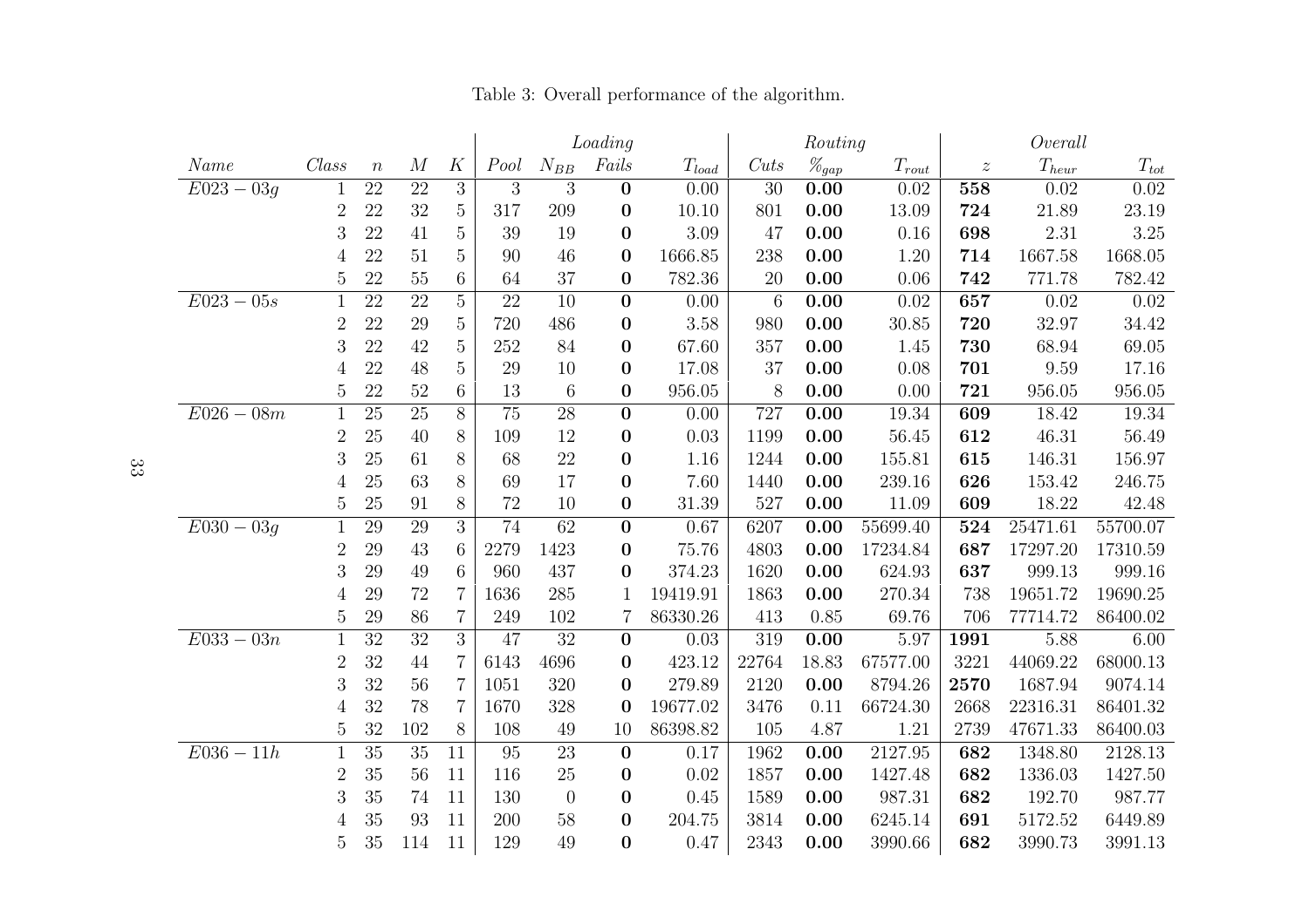Table 3: Overall performance of the algorithm.

| | | | | | *Loading* | | | | *Routing* | | | *Overall* | | |
|---|---|---|---|---|---|---|---|---|---|---|---|---|---|---|
| *Name* | *Class* | $n$ | $M$ | $K$ | *Pool* | $N_{BB}$ | *Fails* | $T_{load}$ | *Cuts* | $\%_{gap}$ | $T_{rout}$ | $z$ | $T_{heur}$ | $T_{tot}$ |
| $E023-03g$ | 1 | 22 | 22 | 3 | 3 | 3 | **0** | 0.00 | 30 | **0.00** | 0.02 | **558** | 0.02 | 0.02 |
| | 2 | 22 | 32 | 5 | 317 | 209 | **0** | 10.10 | 801 | **0.00** | 13.09 | **724** | 21.89 | 23.19 |
| | 3 | 22 | 41 | 5 | 39 | 19 | **0** | 3.09 | 47 | **0.00** | 0.16 | **698** | 2.31 | 3.25 |
| | 4 | 22 | 51 | 5 | 90 | 46 | **0** | 1666.85 | 238 | **0.00** | 1.20 | **714** | 1667.58 | 1668.05 |
| | 5 | 22 | 55 | 6 | 64 | 37 | **0** | 782.36 | 20 | **0.00** | 0.06 | **742** | 771.78 | 782.42 |
| $E023-05s$ | 1 | 22 | 22 | 5 | 22 | 10 | **0** | 0.00 | 6 | **0.00** | 0.02 | **657** | 0.02 | 0.02 |
| | 2 | 22 | 29 | 5 | 720 | 486 | **0** | 3.58 | 980 | **0.00** | 30.85 | **720** | 32.97 | 34.42 |
| | 3 | 22 | 42 | 5 | 252 | 84 | **0** | 67.60 | 357 | **0.00** | 1.45 | **730** | 68.94 | 69.05 |
| | 4 | 22 | 48 | 5 | 29 | 10 | **0** | 17.08 | 37 | **0.00** | 0.08 | **701** | 9.59 | 17.16 |
| | 5 | 22 | 52 | 6 | 13 | 6 | **0** | 956.05 | 8 | **0.00** | 0.00 | **721** | 956.05 | 956.05 |
| $E026-08m$ | 1 | 25 | 25 | 8 | 75 | 28 | **0** | 0.00 | 727 | **0.00** | 19.34 | **609** | 18.42 | 19.34 |
| | 2 | 25 | 40 | 8 | 109 | 12 | **0** | 0.03 | 1199 | **0.00** | 56.45 | **612** | 46.31 | 56.49 |
| | 3 | 25 | 61 | 8 | 68 | 22 | **0** | 1.16 | 1244 | **0.00** | 155.81 | **615** | 146.31 | 156.97 |
| | 4 | 25 | 63 | 8 | 69 | 17 | **0** | 7.60 | 1440 | **0.00** | 239.16 | **626** | 153.42 | 246.75 |
| | 5 | 25 | 91 | 8 | 72 | 10 | **0** | 31.39 | 527 | **0.00** | 11.09 | **609** | 18.22 | 42.48 |
| $E030-03g$ | 1 | 29 | 29 | 3 | 74 | 62 | **0** | 0.67 | 6207 | **0.00** | 55699.40 | **524** | 25471.61 | 55700.07 |
| | 2 | 29 | 43 | 6 | 2279 | 1423 | **0** | 75.76 | 4803 | **0.00** | 17234.84 | **687** | 17297.20 | 17310.59 |
| | 3 | 29 | 49 | 6 | 960 | 437 | **0** | 374.23 | 1620 | **0.00** | 624.93 | **637** | 999.13 | 999.16 |
| | 4 | 29 | 72 | 7 | 1636 | 285 | 1 | 19419.91 | 1863 | **0.00** | 270.34 | 738 | 19651.72 | 19690.25 |
| | 5 | 29 | 86 | 7 | 249 | 102 | 7 | 86330.26 | 413 | 0.85 | 69.76 | 706 | 77714.72 | 86400.02 |
| $E033-03n$ | 1 | 32 | 32 | 3 | 47 | 32 | **0** | 0.03 | 319 | **0.00** | 5.97 | **1991** | 5.88 | 6.00 |
| | 2 | 32 | 44 | 7 | 6143 | 4696 | **0** | 423.12 | 22764 | 18.83 | 67577.00 | 3221 | 44069.22 | 68000.13 |
| | 3 | 32 | 56 | 7 | 1051 | 320 | **0** | 279.89 | 2120 | **0.00** | 8794.26 | **2570** | 1687.94 | 9074.14 |
| | 4 | 32 | 78 | 7 | 1670 | 328 | **0** | 19677.02 | 3476 | 0.11 | 66724.30 | 2668 | 22316.31 | 86401.32 |
| | 5 | 32 | 102 | 8 | 108 | 49 | 10 | 86398.82 | 105 | 4.87 | 1.21 | 2739 | 47671.33 | 86400.03 |
| $E036-11h$ | 1 | 35 | 35 | 11 | 95 | 23 | **0** | 0.17 | 1962 | **0.00** | 2127.95 | **682** | 1348.80 | 2128.13 |
| | 2 | 35 | 56 | 11 | 116 | 25 | **0** | 0.02 | 1857 | **0.00** | 1427.48 | **682** | 1336.03 | 1427.50 |
| | 3 | 35 | 74 | 11 | 130 | 0 | **0** | 0.45 | 1589 | **0.00** | 987.31 | **682** | 192.70 | 987.77 |
| | 4 | 35 | 93 | 11 | 200 | 58 | **0** | 204.75 | 3814 | **0.00** | 6245.14 | **691** | 5172.52 | 6449.89 |
| | 5 | 35 | 114 | 11 | 129 | 49 | **0** | 0.47 | 2343 | **0.00** | 3990.66 | **682** | 3990.73 | 3991.13 |